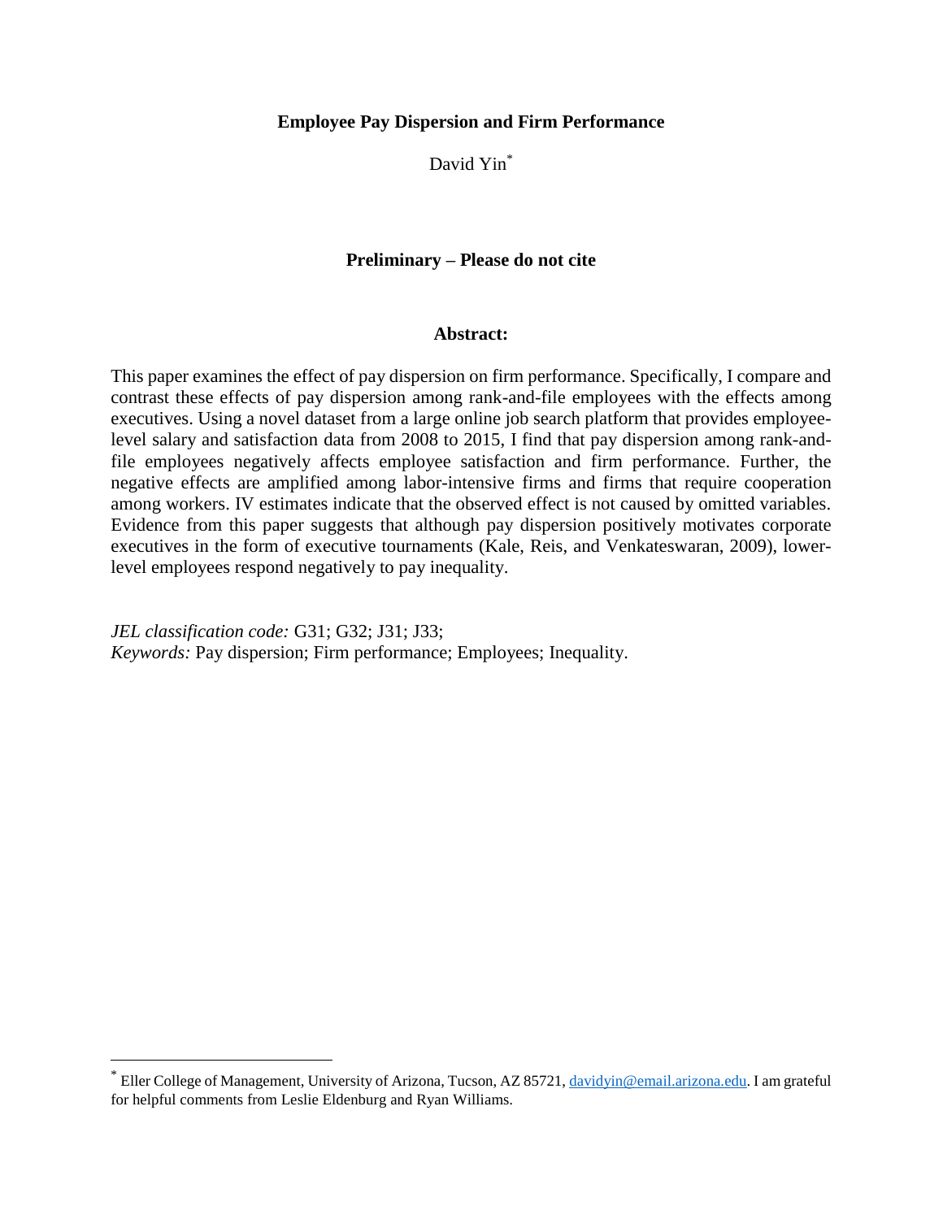# Employee Pay Dispersion and Firm Performance

David Yin[*]

**Preliminary – Please do not cite**

## Abstract:

This paper examines the effect of pay dispersion on firm performance. Specifically, I compare and contrast these effects of pay dispersion among rank-and-file employees with the effects among executives. Using a novel dataset from a large online job search platform that provides employee-level salary and satisfaction data from 2008 to 2015, I find that pay dispersion among rank-and-file employees negatively affects employee satisfaction and firm performance. Further, the negative effects are amplified among labor-intensive firms and firms that require cooperation among workers. IV estimates indicate that the observed effect is not caused by omitted variables. Evidence from this paper suggests that although pay dispersion positively motivates corporate executives in the form of executive tournaments (Kale, Reis, and Venkateswaran, 2009), lower-level employees respond negatively to pay inequality.

*JEL classification code:* G31; G32; J31; J33;
*Keywords:* Pay dispersion; Firm performance; Employees; Inequality.

[*] Eller College of Management, University of Arizona, Tucson, AZ 85721, davidyin@email.arizona.edu. I am grateful for helpful comments from Leslie Eldenburg and Ryan Williams.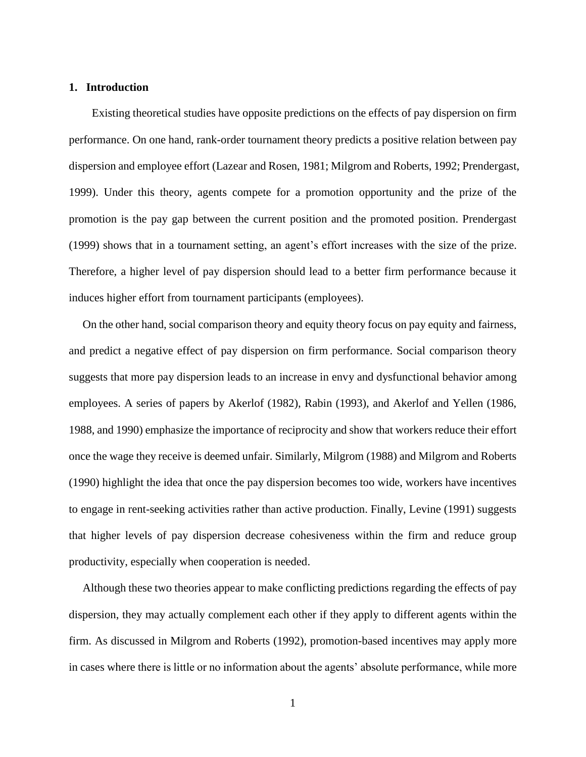## 1. Introduction

Existing theoretical studies have opposite predictions on the effects of pay dispersion on firm performance. On one hand, rank-order tournament theory predicts a positive relation between pay dispersion and employee effort (Lazear and Rosen, 1981; Milgrom and Roberts, 1992; Prendergast, 1999). Under this theory, agents compete for a promotion opportunity and the prize of the promotion is the pay gap between the current position and the promoted position. Prendergast (1999) shows that in a tournament setting, an agent's effort increases with the size of the prize. Therefore, a higher level of pay dispersion should lead to a better firm performance because it induces higher effort from tournament participants (employees).

On the other hand, social comparison theory and equity theory focus on pay equity and fairness, and predict a negative effect of pay dispersion on firm performance. Social comparison theory suggests that more pay dispersion leads to an increase in envy and dysfunctional behavior among employees. A series of papers by Akerlof (1982), Rabin (1993), and Akerlof and Yellen (1986, 1988, and 1990) emphasize the importance of reciprocity and show that workers reduce their effort once the wage they receive is deemed unfair. Similarly, Milgrom (1988) and Milgrom and Roberts (1990) highlight the idea that once the pay dispersion becomes too wide, workers have incentives to engage in rent-seeking activities rather than active production. Finally, Levine (1991) suggests that higher levels of pay dispersion decrease cohesiveness within the firm and reduce group productivity, especially when cooperation is needed.

Although these two theories appear to make conflicting predictions regarding the effects of pay dispersion, they may actually complement each other if they apply to different agents within the firm. As discussed in Milgrom and Roberts (1992), promotion-based incentives may apply more in cases where there is little or no information about the agents' absolute performance, while more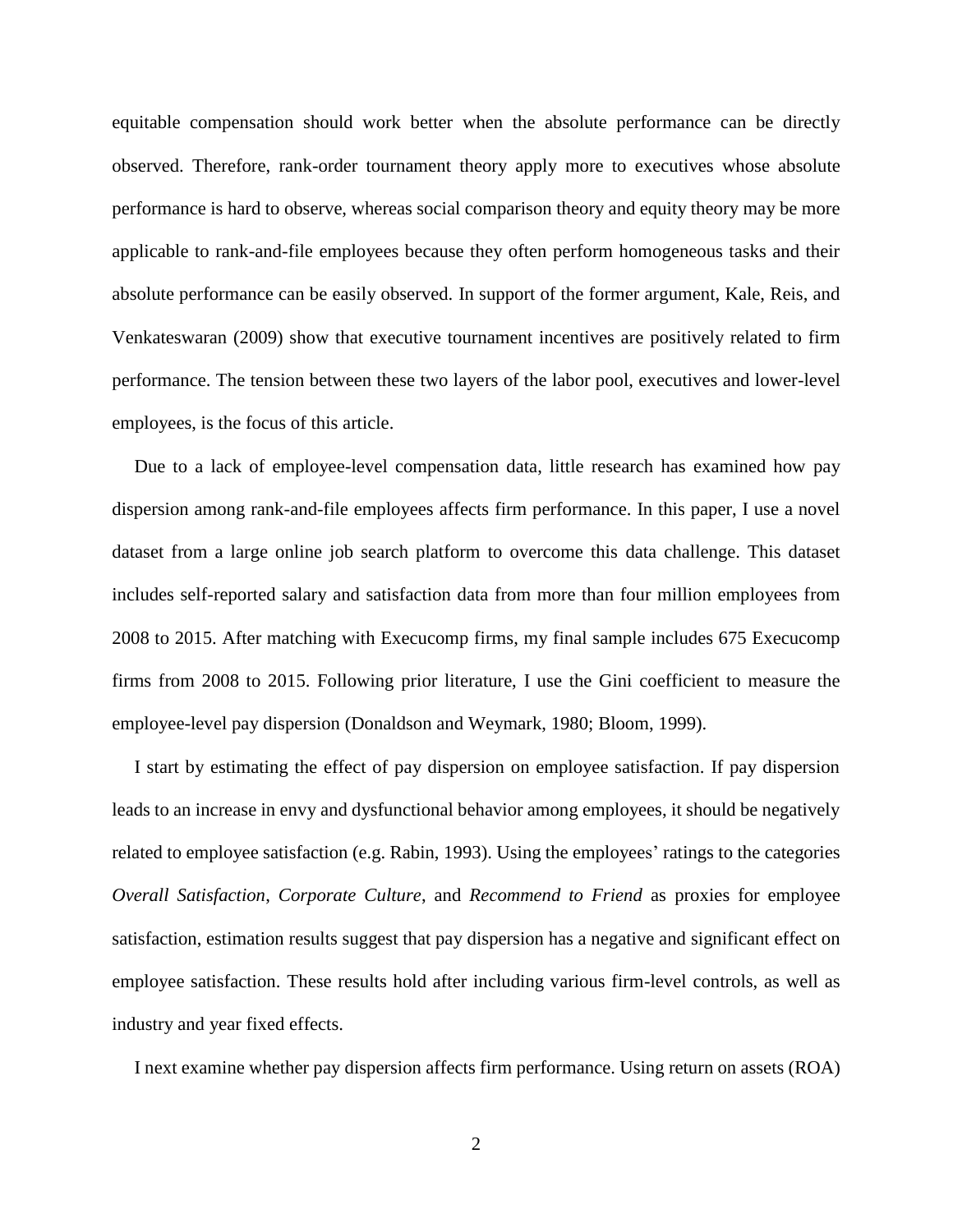equitable compensation should work better when the absolute performance can be directly observed. Therefore, rank-order tournament theory apply more to executives whose absolute performance is hard to observe, whereas social comparison theory and equity theory may be more applicable to rank-and-file employees because they often perform homogeneous tasks and their absolute performance can be easily observed. In support of the former argument, Kale, Reis, and Venkateswaran (2009) show that executive tournament incentives are positively related to firm performance. The tension between these two layers of the labor pool, executives and lower-level employees, is the focus of this article.

Due to a lack of employee-level compensation data, little research has examined how pay dispersion among rank-and-file employees affects firm performance. In this paper, I use a novel dataset from a large online job search platform to overcome this data challenge. This dataset includes self-reported salary and satisfaction data from more than four million employees from 2008 to 2015. After matching with Execucomp firms, my final sample includes 675 Execucomp firms from 2008 to 2015. Following prior literature, I use the Gini coefficient to measure the employee-level pay dispersion (Donaldson and Weymark, 1980; Bloom, 1999).

I start by estimating the effect of pay dispersion on employee satisfaction. If pay dispersion leads to an increase in envy and dysfunctional behavior among employees, it should be negatively related to employee satisfaction (e.g. Rabin, 1993). Using the employees' ratings to the categories *Overall Satisfaction*, *Corporate Culture*, and *Recommend to Friend* as proxies for employee satisfaction, estimation results suggest that pay dispersion has a negative and significant effect on employee satisfaction. These results hold after including various firm-level controls, as well as industry and year fixed effects.

I next examine whether pay dispersion affects firm performance. Using return on assets (ROA)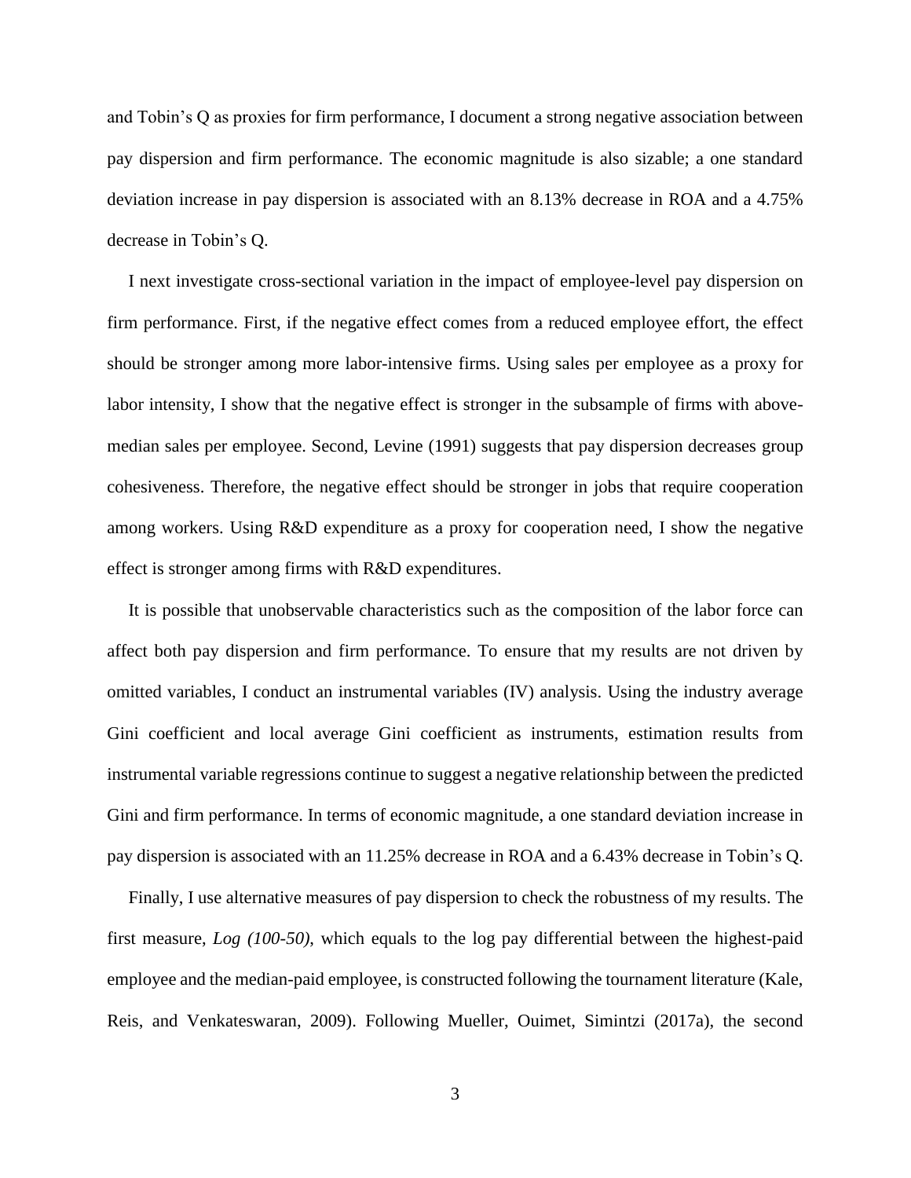and Tobin's Q as proxies for firm performance, I document a strong negative association between pay dispersion and firm performance. The economic magnitude is also sizable; a one standard deviation increase in pay dispersion is associated with an 8.13% decrease in ROA and a 4.75% decrease in Tobin's Q.

I next investigate cross-sectional variation in the impact of employee-level pay dispersion on firm performance. First, if the negative effect comes from a reduced employee effort, the effect should be stronger among more labor-intensive firms. Using sales per employee as a proxy for labor intensity, I show that the negative effect is stronger in the subsample of firms with above-median sales per employee. Second, Levine (1991) suggests that pay dispersion decreases group cohesiveness. Therefore, the negative effect should be stronger in jobs that require cooperation among workers. Using R&D expenditure as a proxy for cooperation need, I show the negative effect is stronger among firms with R&D expenditures.

It is possible that unobservable characteristics such as the composition of the labor force can affect both pay dispersion and firm performance. To ensure that my results are not driven by omitted variables, I conduct an instrumental variables (IV) analysis. Using the industry average Gini coefficient and local average Gini coefficient as instruments, estimation results from instrumental variable regressions continue to suggest a negative relationship between the predicted Gini and firm performance. In terms of economic magnitude, a one standard deviation increase in pay dispersion is associated with an 11.25% decrease in ROA and a 6.43% decrease in Tobin's Q.

Finally, I use alternative measures of pay dispersion to check the robustness of my results. The first measure, *Log (100-50)*, which equals to the log pay differential between the highest-paid employee and the median-paid employee, is constructed following the tournament literature (Kale, Reis, and Venkateswaran, 2009). Following Mueller, Ouimet, Simintzi (2017a), the second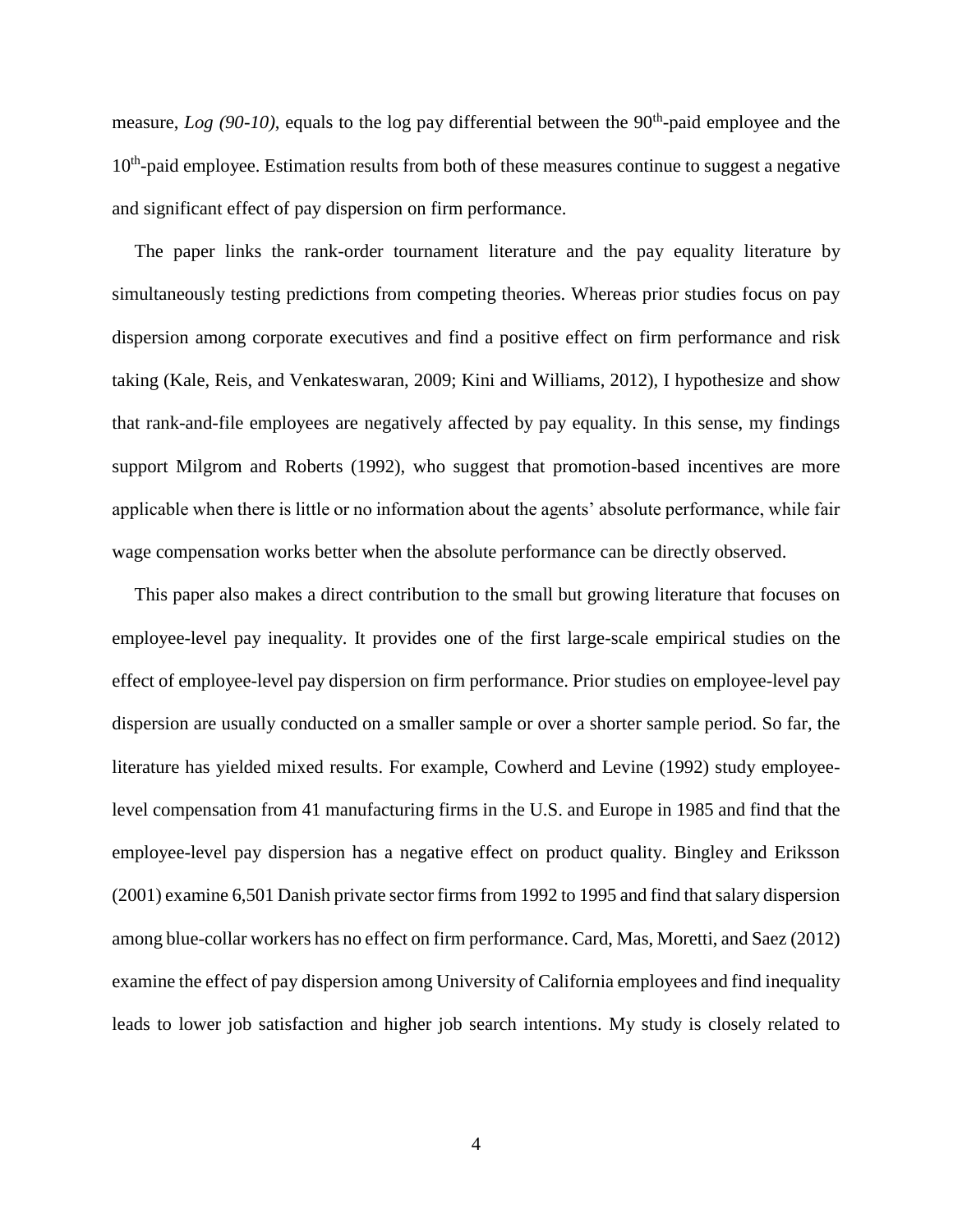measure, *Log (90-10)*, equals to the log pay differential between the $90^{th}$-paid employee and the $10^{th}$-paid employee. Estimation results from both of these measures continue to suggest a negative and significant effect of pay dispersion on firm performance.

The paper links the rank-order tournament literature and the pay equality literature by simultaneously testing predictions from competing theories. Whereas prior studies focus on pay dispersion among corporate executives and find a positive effect on firm performance and risk taking (Kale, Reis, and Venkateswaran, 2009; Kini and Williams, 2012), I hypothesize and show that rank-and-file employees are negatively affected by pay equality. In this sense, my findings support Milgrom and Roberts (1992), who suggest that promotion-based incentives are more applicable when there is little or no information about the agents' absolute performance, while fair wage compensation works better when the absolute performance can be directly observed.

This paper also makes a direct contribution to the small but growing literature that focuses on employee-level pay inequality. It provides one of the first large-scale empirical studies on the effect of employee-level pay dispersion on firm performance. Prior studies on employee-level pay dispersion are usually conducted on a smaller sample or over a shorter sample period. So far, the literature has yielded mixed results. For example, Cowherd and Levine (1992) study employee-level compensation from 41 manufacturing firms in the U.S. and Europe in 1985 and find that the employee-level pay dispersion has a negative effect on product quality. Bingley and Eriksson (2001) examine 6,501 Danish private sector firms from 1992 to 1995 and find that salary dispersion among blue-collar workers has no effect on firm performance. Card, Mas, Moretti, and Saez (2012) examine the effect of pay dispersion among University of California employees and find inequality leads to lower job satisfaction and higher job search intentions. My study is closely related to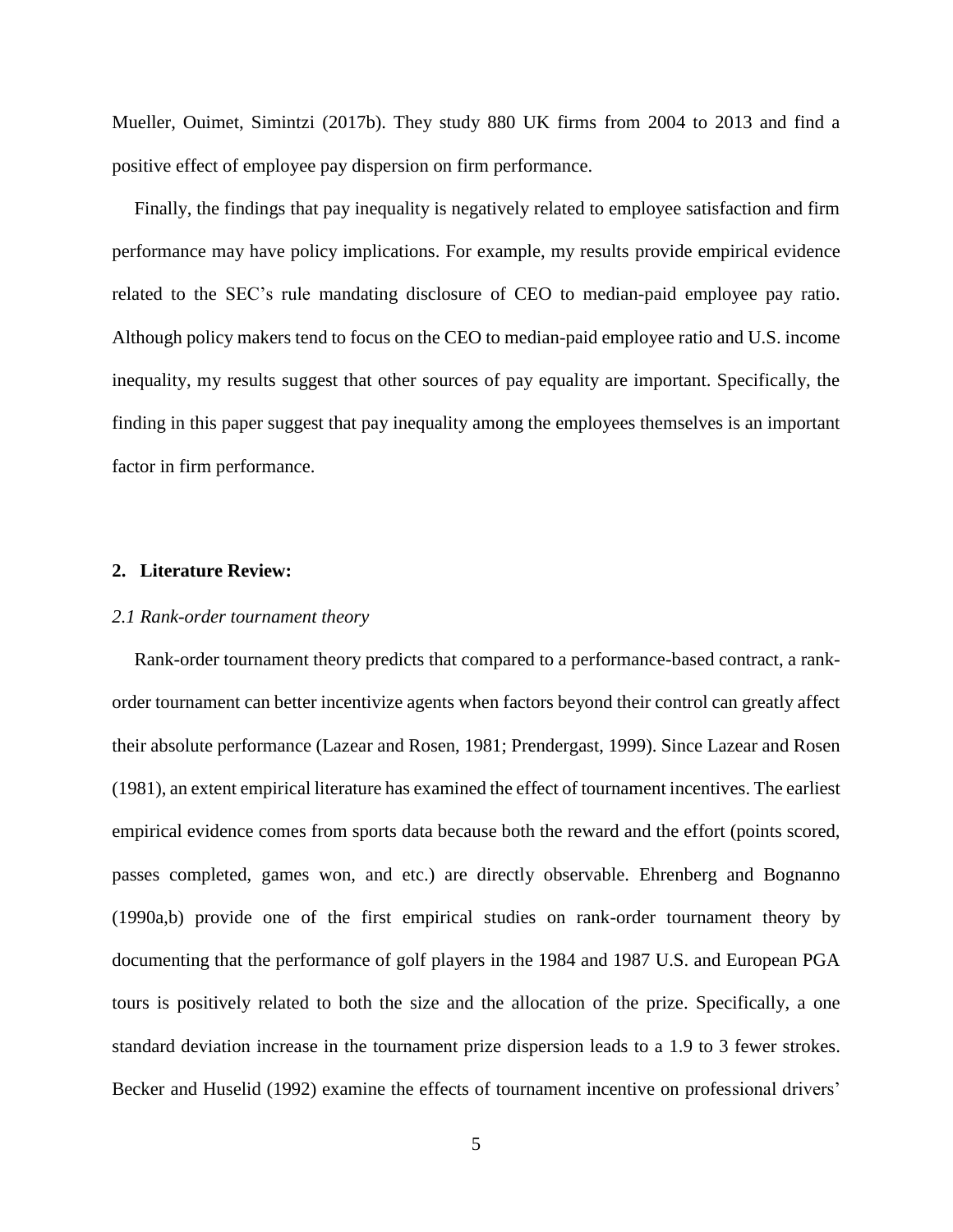Mueller, Ouimet, Simintzi (2017b). They study 880 UK firms from 2004 to 2013 and find a positive effect of employee pay dispersion on firm performance.

Finally, the findings that pay inequality is negatively related to employee satisfaction and firm performance may have policy implications. For example, my results provide empirical evidence related to the SEC's rule mandating disclosure of CEO to median-paid employee pay ratio. Although policy makers tend to focus on the CEO to median-paid employee ratio and U.S. income inequality, my results suggest that other sources of pay equality are important. Specifically, the finding in this paper suggest that pay inequality among the employees themselves is an important factor in firm performance.

## 2. Literature Review:

### *2.1 Rank-order tournament theory*

Rank-order tournament theory predicts that compared to a performance-based contract, a rank-order tournament can better incentivize agents when factors beyond their control can greatly affect their absolute performance (Lazear and Rosen, 1981; Prendergast, 1999). Since Lazear and Rosen (1981), an extent empirical literature has examined the effect of tournament incentives. The earliest empirical evidence comes from sports data because both the reward and the effort (points scored, passes completed, games won, and etc.) are directly observable. Ehrenberg and Bognanno (1990a,b) provide one of the first empirical studies on rank-order tournament theory by documenting that the performance of golf players in the 1984 and 1987 U.S. and European PGA tours is positively related to both the size and the allocation of the prize. Specifically, a one standard deviation increase in the tournament prize dispersion leads to a 1.9 to 3 fewer strokes. Becker and Huselid (1992) examine the effects of tournament incentive on professional drivers'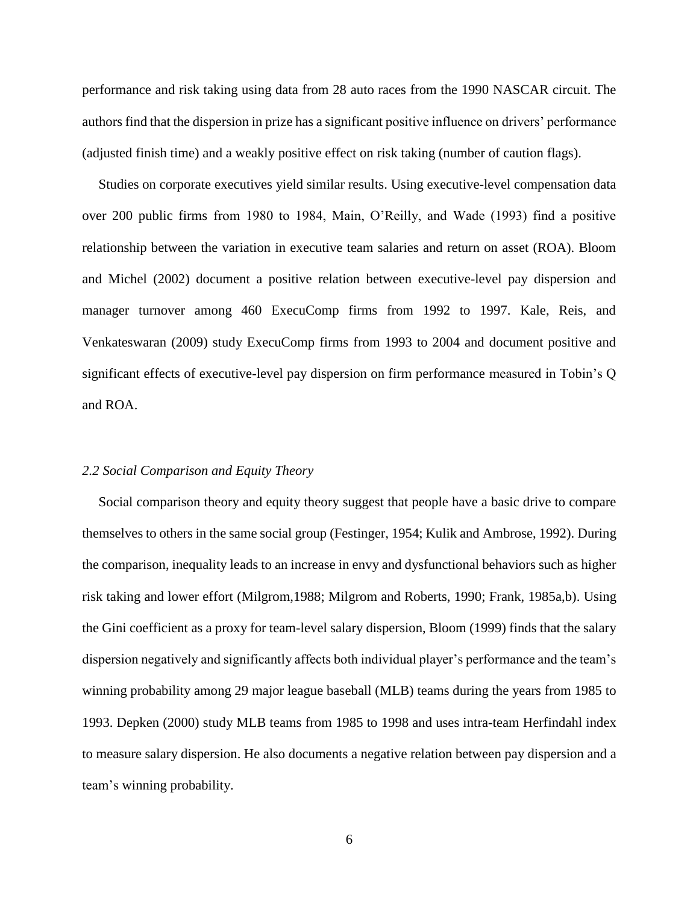performance and risk taking using data from 28 auto races from the 1990 NASCAR circuit. The authors find that the dispersion in prize has a significant positive influence on drivers' performance (adjusted finish time) and a weakly positive effect on risk taking (number of caution flags).

Studies on corporate executives yield similar results. Using executive-level compensation data over 200 public firms from 1980 to 1984, Main, O'Reilly, and Wade (1993) find a positive relationship between the variation in executive team salaries and return on asset (ROA). Bloom and Michel (2002) document a positive relation between executive-level pay dispersion and manager turnover among 460 ExecuComp firms from 1992 to 1997. Kale, Reis, and Venkateswaran (2009) study ExecuComp firms from 1993 to 2004 and document positive and significant effects of executive-level pay dispersion on firm performance measured in Tobin's Q and ROA.

### *2.2 Social Comparison and Equity Theory*

Social comparison theory and equity theory suggest that people have a basic drive to compare themselves to others in the same social group (Festinger, 1954; Kulik and Ambrose, 1992). During the comparison, inequality leads to an increase in envy and dysfunctional behaviors such as higher risk taking and lower effort (Milgrom,1988; Milgrom and Roberts, 1990; Frank, 1985a,b). Using the Gini coefficient as a proxy for team-level salary dispersion, Bloom (1999) finds that the salary dispersion negatively and significantly affects both individual player's performance and the team's winning probability among 29 major league baseball (MLB) teams during the years from 1985 to 1993. Depken (2000) study MLB teams from 1985 to 1998 and uses intra-team Herfindahl index to measure salary dispersion. He also documents a negative relation between pay dispersion and a team's winning probability.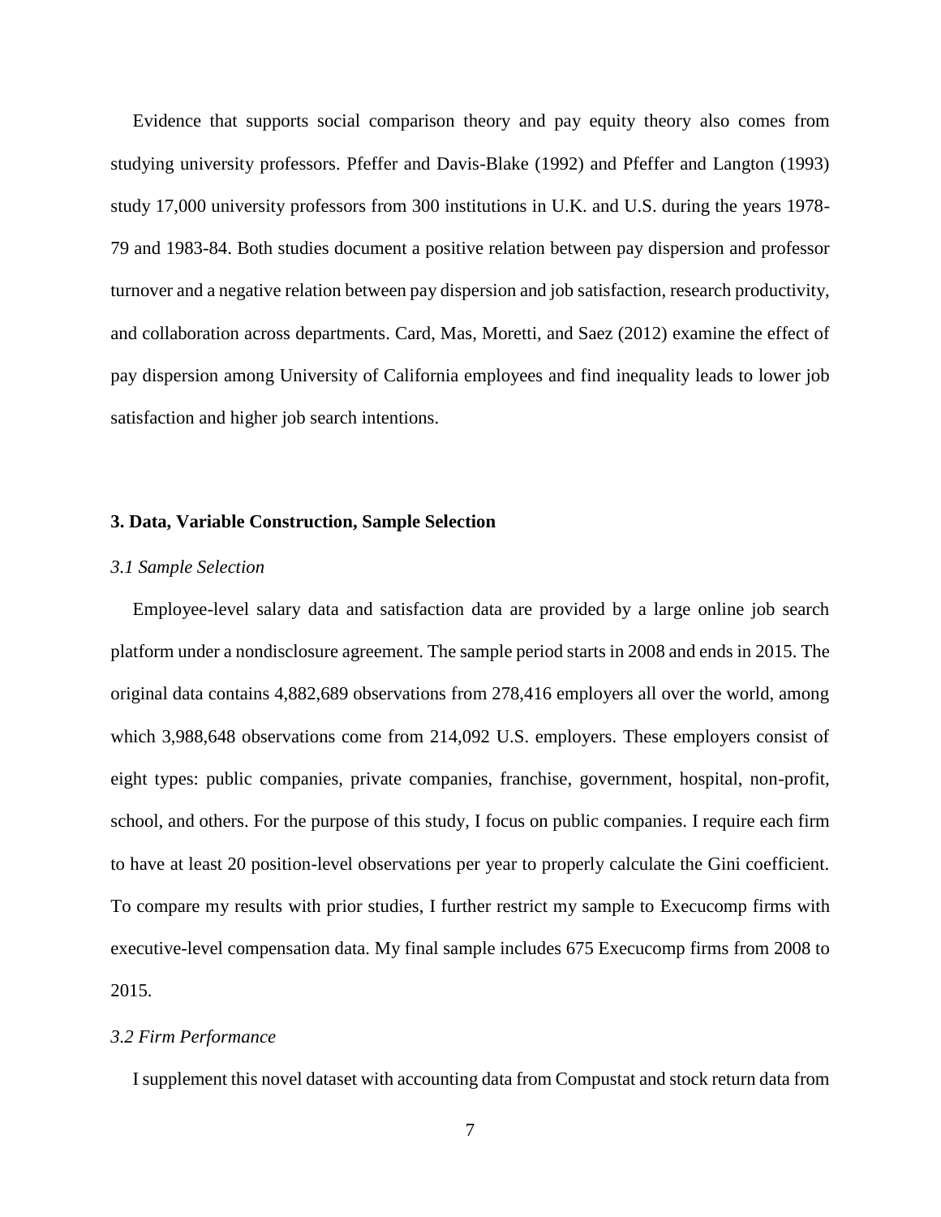Evidence that supports social comparison theory and pay equity theory also comes from studying university professors. Pfeffer and Davis-Blake (1992) and Pfeffer and Langton (1993) study 17,000 university professors from 300 institutions in U.K. and U.S. during the years 1978-79 and 1983-84. Both studies document a positive relation between pay dispersion and professor turnover and a negative relation between pay dispersion and job satisfaction, research productivity, and collaboration across departments. Card, Mas, Moretti, and Saez (2012) examine the effect of pay dispersion among University of California employees and find inequality leads to lower job satisfaction and higher job search intentions.

## 3. Data, Variable Construction, Sample Selection

### *3.1 Sample Selection*

Employee-level salary data and satisfaction data are provided by a large online job search platform under a nondisclosure agreement. The sample period starts in 2008 and ends in 2015. The original data contains 4,882,689 observations from 278,416 employers all over the world, among which 3,988,648 observations come from 214,092 U.S. employers. These employers consist of eight types: public companies, private companies, franchise, government, hospital, non-profit, school, and others. For the purpose of this study, I focus on public companies. I require each firm to have at least 20 position-level observations per year to properly calculate the Gini coefficient. To compare my results with prior studies, I further restrict my sample to Execucomp firms with executive-level compensation data. My final sample includes 675 Execucomp firms from 2008 to 2015.

### *3.2 Firm Performance*

I supplement this novel dataset with accounting data from Compustat and stock return data from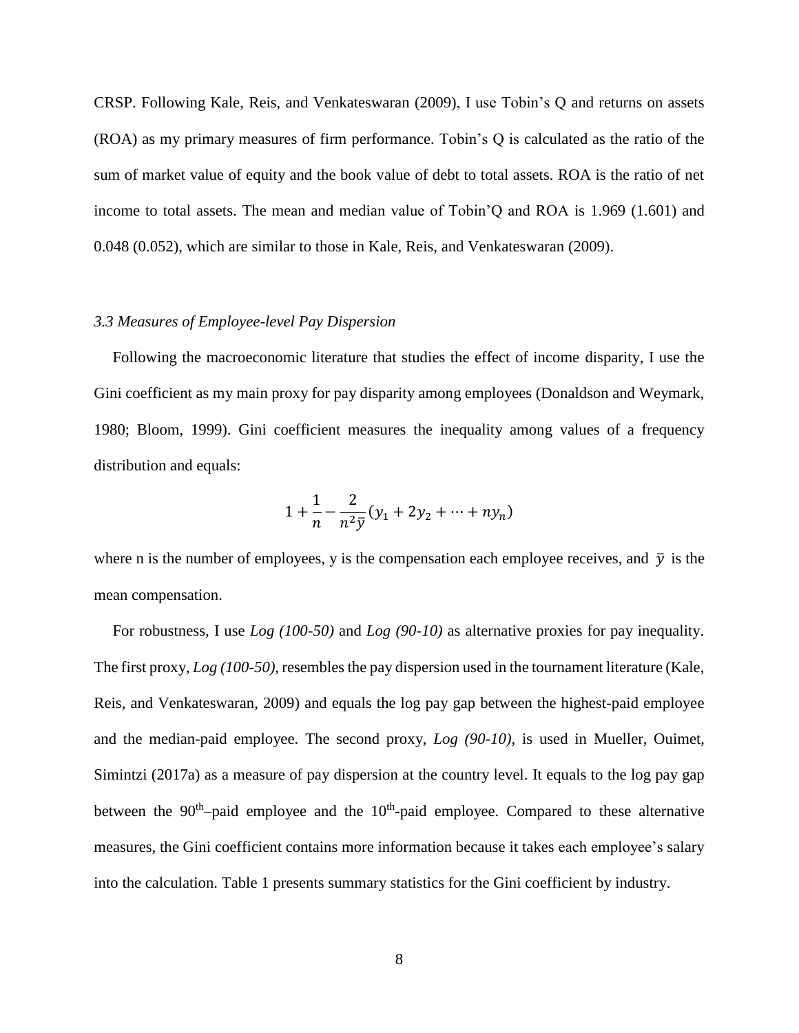CRSP. Following Kale, Reis, and Venkateswaran (2009), I use Tobin's Q and returns on assets (ROA) as my primary measures of firm performance. Tobin's Q is calculated as the ratio of the sum of market value of equity and the book value of debt to total assets. ROA is the ratio of net income to total assets. The mean and median value of Tobin'Q and ROA is 1.969 (1.601) and 0.048 (0.052), which are similar to those in Kale, Reis, and Venkateswaran (2009).

### *3.3 Measures of Employee-level Pay Dispersion*

Following the macroeconomic literature that studies the effect of income disparity, I use the Gini coefficient as my main proxy for pay disparity among employees (Donaldson and Weymark, 1980; Bloom, 1999). Gini coefficient measures the inequality among values of a frequency distribution and equals:

$$1 + \frac{1}{n} - \frac{2}{n^2 \bar{y}} (y_1 + 2y_2 + \cdots + ny_n)$$

where n is the number of employees, y is the compensation each employee receives, and $\bar{y}$ is the mean compensation.

For robustness, I use *Log (100-50)* and *Log (90-10)* as alternative proxies for pay inequality. The first proxy, *Log (100-50)*, resembles the pay dispersion used in the tournament literature (Kale, Reis, and Venkateswaran, 2009) and equals the log pay gap between the highest-paid employee and the median-paid employee. The second proxy, *Log (90-10)*, is used in Mueller, Ouimet, Simintzi (2017a) as a measure of pay dispersion at the country level. It equals to the log pay gap between the 90th–paid employee and the 10th-paid employee. Compared to these alternative measures, the Gini coefficient contains more information because it takes each employee's salary into the calculation. Table 1 presents summary statistics for the Gini coefficient by industry.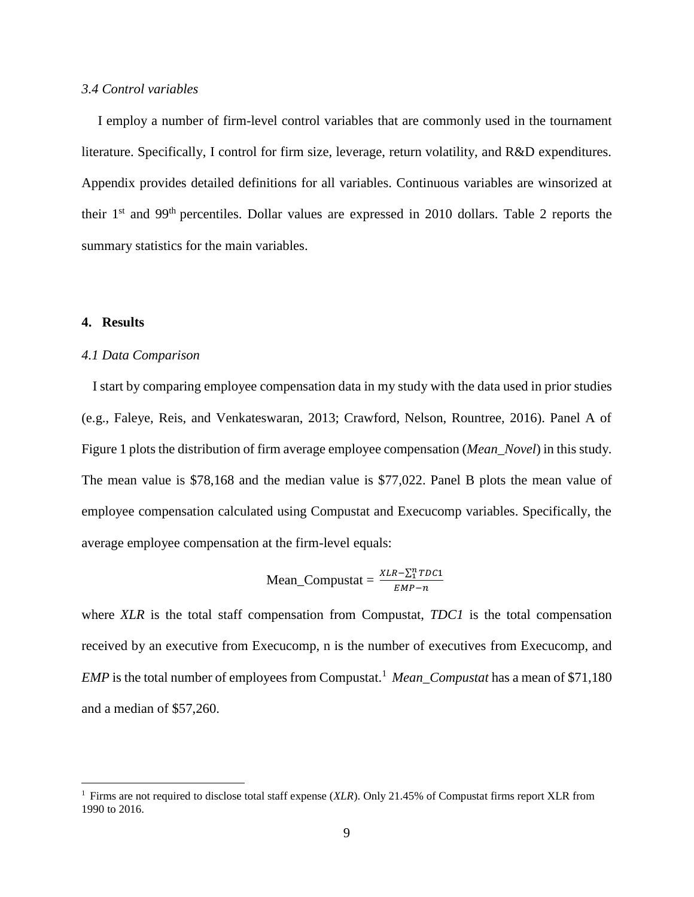### *3.4 Control variables*

I employ a number of firm-level control variables that are commonly used in the tournament literature. Specifically, I control for firm size, leverage, return volatility, and R&D expenditures. Appendix provides detailed definitions for all variables. Continuous variables are winsorized at their 1st and 99th percentiles. Dollar values are expressed in 2010 dollars. Table 2 reports the summary statistics for the main variables.

## 4. Results

### *4.1 Data Comparison*

I start by comparing employee compensation data in my study with the data used in prior studies (e.g., Faleye, Reis, and Venkateswaran, 2013; Crawford, Nelson, Rountree, 2016). Panel A of Figure 1 plots the distribution of firm average employee compensation (*Mean_Novel*) in this study. The mean value is $78,168 and the median value is $77,022. Panel B plots the mean value of employee compensation calculated using Compustat and Execucomp variables. Specifically, the average employee compensation at the firm-level equals:

$$\text{Mean\_Compustat} = \frac{XLR - \sum_{1}^{n} TDC1}{EMP - n}$$

where *XLR* is the total staff compensation from Compustat, *TDC1* is the total compensation received by an executive from Execucomp, n is the number of executives from Execucomp, and *EMP* is the total number of employees from Compustat.[1] *Mean_Compustat* has a mean of $71,180 and a median of $57,260.

[1] Firms are not required to disclose total staff expense (*XLR*). Only 21.45% of Compustat firms report XLR from 1990 to 2016.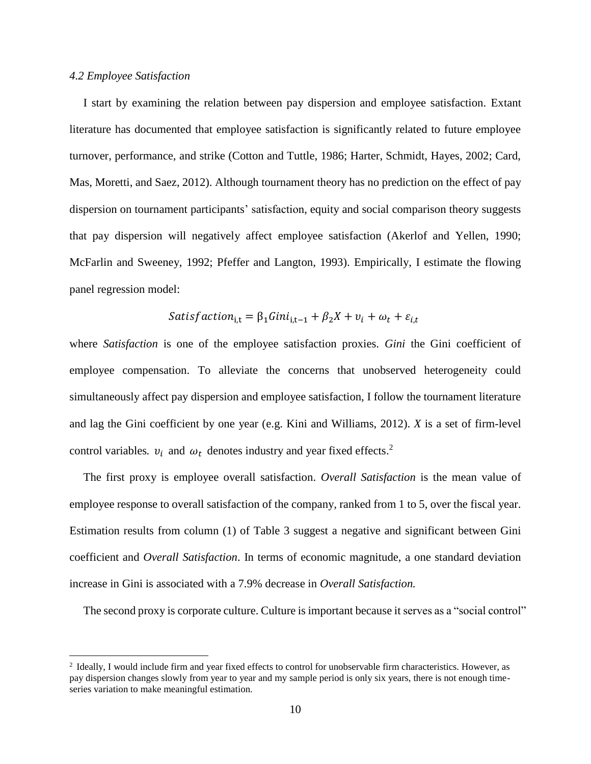*4.2 Employee Satisfaction*

I start by examining the relation between pay dispersion and employee satisfaction. Extant literature has documented that employee satisfaction is significantly related to future employee turnover, performance, and strike (Cotton and Tuttle, 1986; Harter, Schmidt, Hayes, 2002; Card, Mas, Moretti, and Saez, 2012). Although tournament theory has no prediction on the effect of pay dispersion on tournament participants' satisfaction, equity and social comparison theory suggests that pay dispersion will negatively affect employee satisfaction (Akerlof and Yellen, 1990; McFarlin and Sweeney, 1992; Pfeffer and Langton, 1993). Empirically, I estimate the flowing panel regression model:

$$Satisfaction_{i,t} = \beta_1 Gini_{i,t-1} + \beta_2 X + \upsilon_i + \omega_t + \varepsilon_{i,t}$$

where *Satisfaction* is one of the employee satisfaction proxies. *Gini* the Gini coefficient of employee compensation. To alleviate the concerns that unobserved heterogeneity could simultaneously affect pay dispersion and employee satisfaction, I follow the tournament literature and lag the Gini coefficient by one year (e.g. Kini and Williams, 2012). *X* is a set of firm-level control variables. $\upsilon_i$ and $\omega_t$ denotes industry and year fixed effects.[2]

The first proxy is employee overall satisfaction. *Overall Satisfaction* is the mean value of employee response to overall satisfaction of the company, ranked from 1 to 5, over the fiscal year. Estimation results from column (1) of Table 3 suggest a negative and significant between Gini coefficient and *Overall Satisfaction*. In terms of economic magnitude, a one standard deviation increase in Gini is associated with a 7.9% decrease in *Overall Satisfaction.*

The second proxy is corporate culture. Culture is important because it serves as a "social control"

[2] Ideally, I would include firm and year fixed effects to control for unobservable firm characteristics. However, as pay dispersion changes slowly from year to year and my sample period is only six years, there is not enough time-series variation to make meaningful estimation.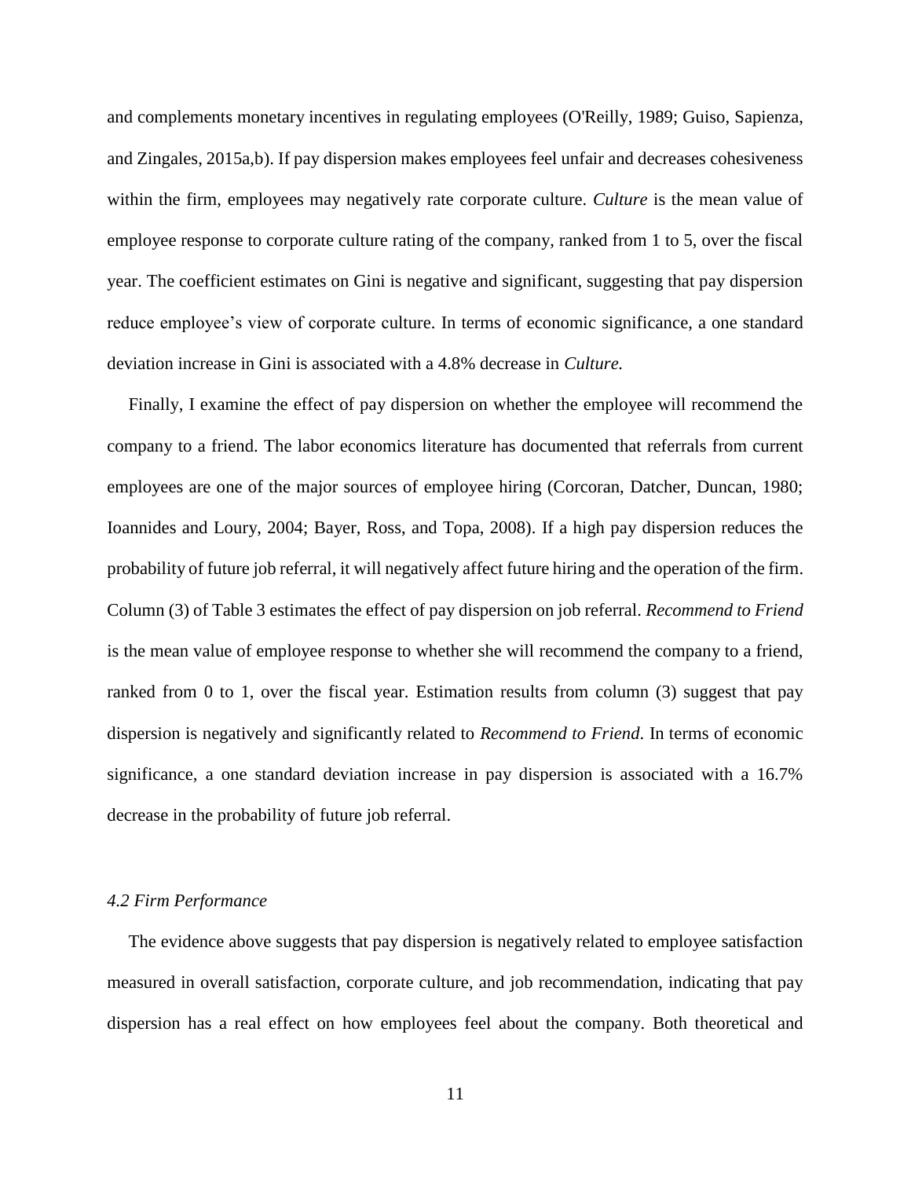and complements monetary incentives in regulating employees (O'Reilly, 1989; Guiso, Sapienza, and Zingales, 2015a,b). If pay dispersion makes employees feel unfair and decreases cohesiveness within the firm, employees may negatively rate corporate culture. *Culture* is the mean value of employee response to corporate culture rating of the company, ranked from 1 to 5, over the fiscal year. The coefficient estimates on Gini is negative and significant, suggesting that pay dispersion reduce employee's view of corporate culture. In terms of economic significance, a one standard deviation increase in Gini is associated with a 4.8% decrease in *Culture.*

Finally, I examine the effect of pay dispersion on whether the employee will recommend the company to a friend. The labor economics literature has documented that referrals from current employees are one of the major sources of employee hiring (Corcoran, Datcher, Duncan, 1980; Ioannides and Loury, 2004; Bayer, Ross, and Topa, 2008). If a high pay dispersion reduces the probability of future job referral, it will negatively affect future hiring and the operation of the firm. Column (3) of Table 3 estimates the effect of pay dispersion on job referral. *Recommend to Friend* is the mean value of employee response to whether she will recommend the company to a friend, ranked from 0 to 1, over the fiscal year. Estimation results from column (3) suggest that pay dispersion is negatively and significantly related to *Recommend to Friend*. In terms of economic significance, a one standard deviation increase in pay dispersion is associated with a 16.7% decrease in the probability of future job referral.

### *4.2 Firm Performance*

The evidence above suggests that pay dispersion is negatively related to employee satisfaction measured in overall satisfaction, corporate culture, and job recommendation, indicating that pay dispersion has a real effect on how employees feel about the company. Both theoretical and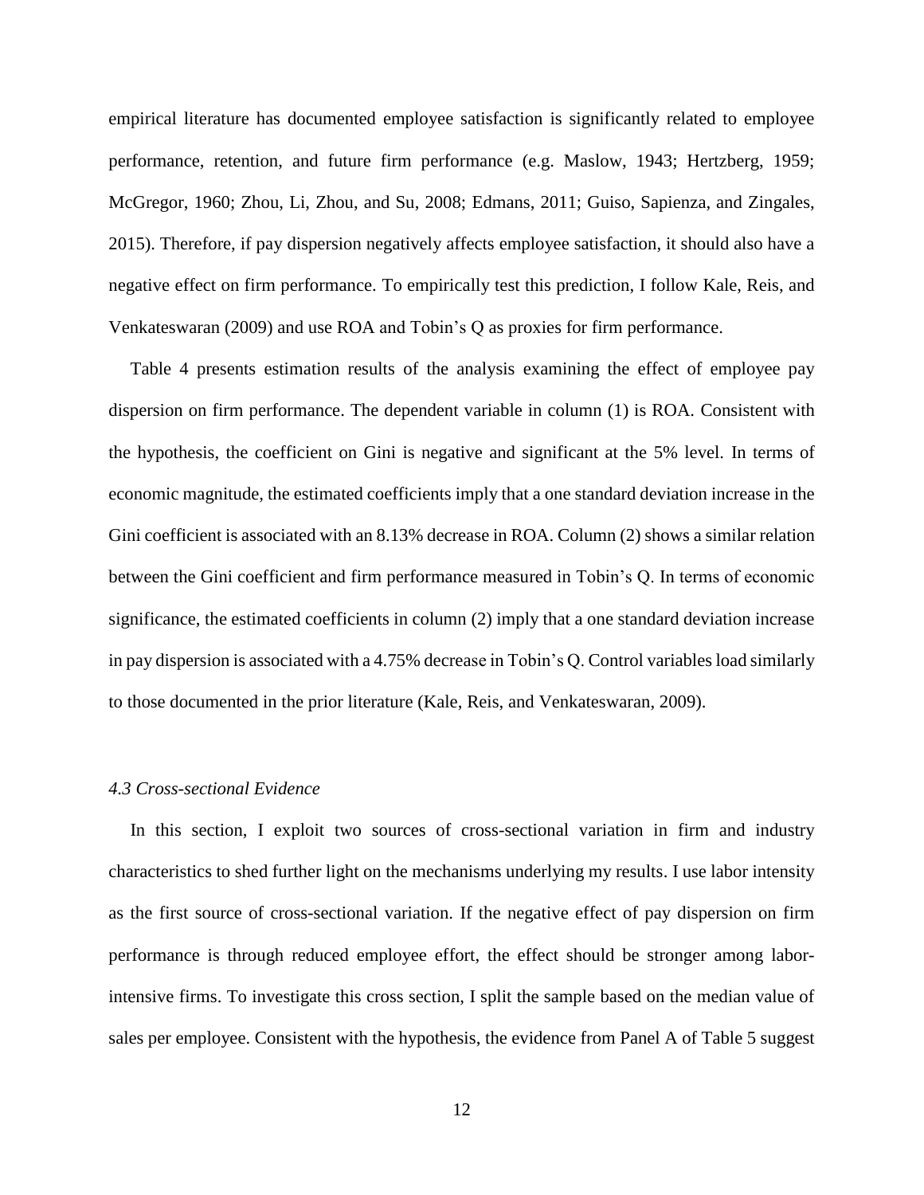empirical literature has documented employee satisfaction is significantly related to employee performance, retention, and future firm performance (e.g. Maslow, 1943; Hertzberg, 1959; McGregor, 1960; Zhou, Li, Zhou, and Su, 2008; Edmans, 2011; Guiso, Sapienza, and Zingales, 2015). Therefore, if pay dispersion negatively affects employee satisfaction, it should also have a negative effect on firm performance. To empirically test this prediction, I follow Kale, Reis, and Venkateswaran (2009) and use ROA and Tobin's Q as proxies for firm performance.

Table 4 presents estimation results of the analysis examining the effect of employee pay dispersion on firm performance. The dependent variable in column (1) is ROA. Consistent with the hypothesis, the coefficient on Gini is negative and significant at the 5% level. In terms of economic magnitude, the estimated coefficients imply that a one standard deviation increase in the Gini coefficient is associated with an 8.13% decrease in ROA. Column (2) shows a similar relation between the Gini coefficient and firm performance measured in Tobin's Q. In terms of economic significance, the estimated coefficients in column (2) imply that a one standard deviation increase in pay dispersion is associated with a 4.75% decrease in Tobin's Q. Control variables load similarly to those documented in the prior literature (Kale, Reis, and Venkateswaran, 2009).

### *4.3 Cross-sectional Evidence*

In this section, I exploit two sources of cross-sectional variation in firm and industry characteristics to shed further light on the mechanisms underlying my results. I use labor intensity as the first source of cross-sectional variation. If the negative effect of pay dispersion on firm performance is through reduced employee effort, the effect should be stronger among labor-intensive firms. To investigate this cross section, I split the sample based on the median value of sales per employee. Consistent with the hypothesis, the evidence from Panel A of Table 5 suggest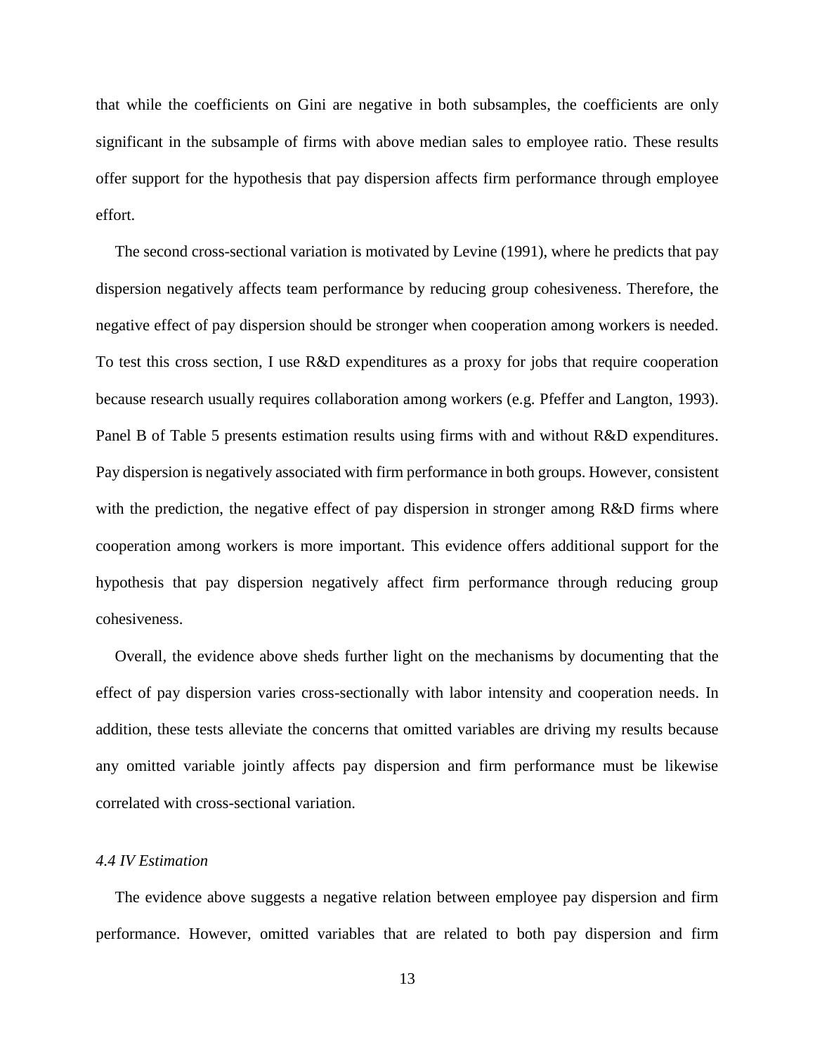that while the coefficients on Gini are negative in both subsamples, the coefficients are only significant in the subsample of firms with above median sales to employee ratio. These results offer support for the hypothesis that pay dispersion affects firm performance through employee effort.

The second cross-sectional variation is motivated by Levine (1991), where he predicts that pay dispersion negatively affects team performance by reducing group cohesiveness. Therefore, the negative effect of pay dispersion should be stronger when cooperation among workers is needed. To test this cross section, I use R&D expenditures as a proxy for jobs that require cooperation because research usually requires collaboration among workers (e.g. Pfeffer and Langton, 1993). Panel B of Table 5 presents estimation results using firms with and without R&D expenditures. Pay dispersion is negatively associated with firm performance in both groups. However, consistent with the prediction, the negative effect of pay dispersion in stronger among R&D firms where cooperation among workers is more important. This evidence offers additional support for the hypothesis that pay dispersion negatively affect firm performance through reducing group cohesiveness.

Overall, the evidence above sheds further light on the mechanisms by documenting that the effect of pay dispersion varies cross-sectionally with labor intensity and cooperation needs. In addition, these tests alleviate the concerns that omitted variables are driving my results because any omitted variable jointly affects pay dispersion and firm performance must be likewise correlated with cross-sectional variation.

### *4.4 IV Estimation*

The evidence above suggests a negative relation between employee pay dispersion and firm performance. However, omitted variables that are related to both pay dispersion and firm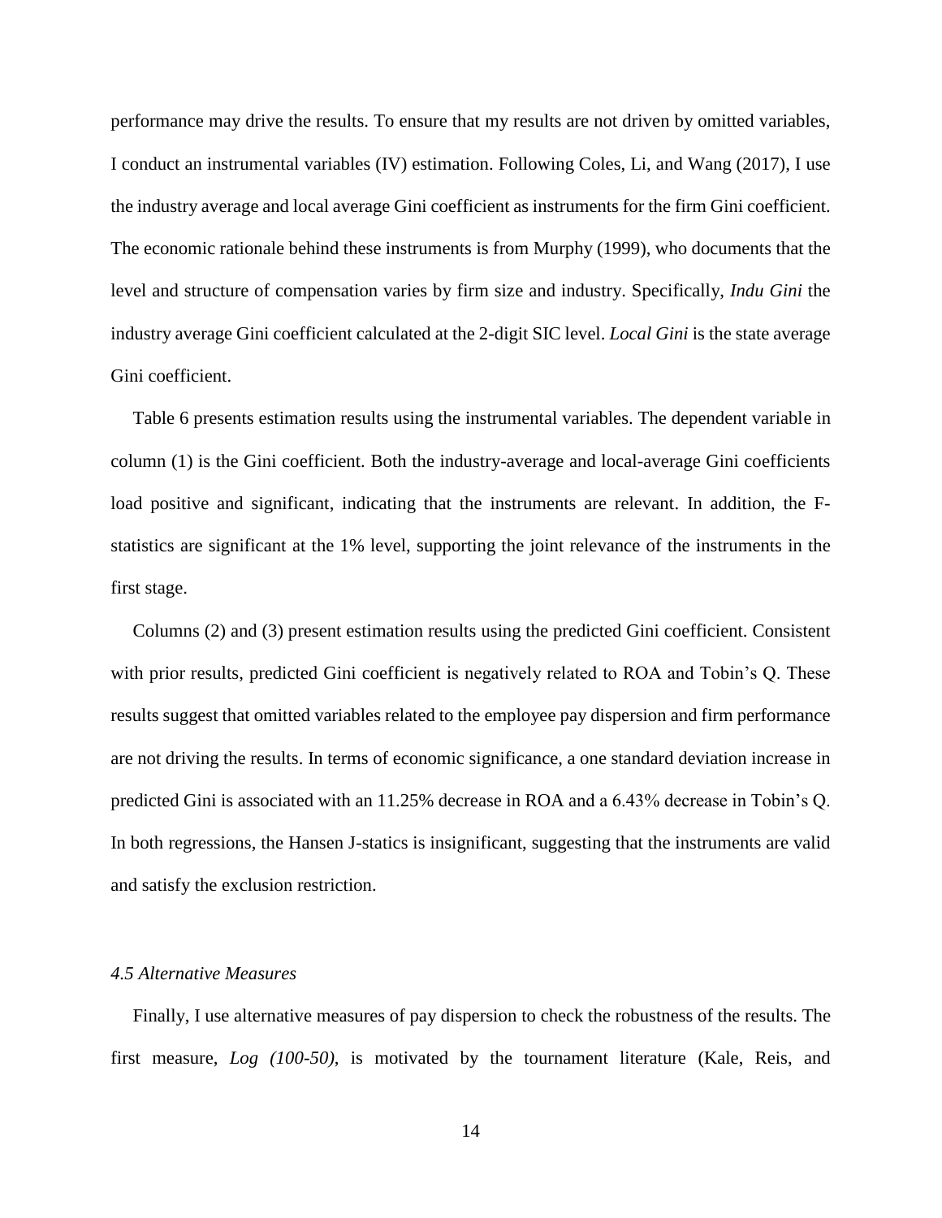performance may drive the results. To ensure that my results are not driven by omitted variables, I conduct an instrumental variables (IV) estimation. Following Coles, Li, and Wang (2017), I use the industry average and local average Gini coefficient as instruments for the firm Gini coefficient. The economic rationale behind these instruments is from Murphy (1999), who documents that the level and structure of compensation varies by firm size and industry. Specifically, *Indu Gini* the industry average Gini coefficient calculated at the 2-digit SIC level. *Local Gini* is the state average Gini coefficient.

Table 6 presents estimation results using the instrumental variables. The dependent variable in column (1) is the Gini coefficient. Both the industry-average and local-average Gini coefficients load positive and significant, indicating that the instruments are relevant. In addition, the F-statistics are significant at the 1% level, supporting the joint relevance of the instruments in the first stage.

Columns (2) and (3) present estimation results using the predicted Gini coefficient. Consistent with prior results, predicted Gini coefficient is negatively related to ROA and Tobin's Q. These results suggest that omitted variables related to the employee pay dispersion and firm performance are not driving the results. In terms of economic significance, a one standard deviation increase in predicted Gini is associated with an 11.25% decrease in ROA and a 6.43% decrease in Tobin's Q. In both regressions, the Hansen J-statics is insignificant, suggesting that the instruments are valid and satisfy the exclusion restriction.

### *4.5 Alternative Measures*

Finally, I use alternative measures of pay dispersion to check the robustness of the results. The first measure, *Log (100-50)*, is motivated by the tournament literature (Kale, Reis, and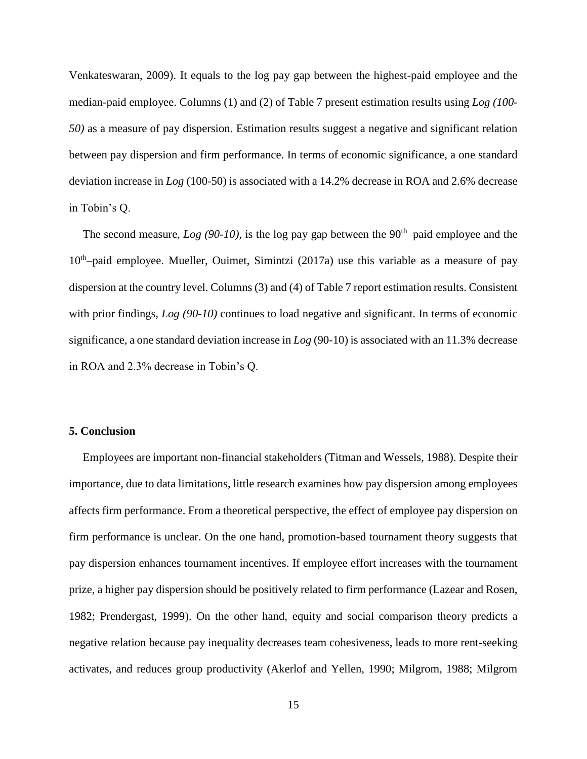Venkateswaran, 2009). It equals to the log pay gap between the highest-paid employee and the median-paid employee. Columns (1) and (2) of Table 7 present estimation results using *Log (100-50)* as a measure of pay dispersion. Estimation results suggest a negative and significant relation between pay dispersion and firm performance. In terms of economic significance, a one standard deviation increase in *Log* (100-50) is associated with a 14.2% decrease in ROA and 2.6% decrease in Tobin's Q.

The second measure, *Log (90-10),* is the log pay gap between the $90^{th}$–paid employee and the $10^{th}$–paid employee. Mueller, Ouimet, Simintzi (2017a) use this variable as a measure of pay dispersion at the country level. Columns (3) and (4) of Table 7 report estimation results. Consistent with prior findings, *Log (90-10)* continues to load negative and significant*.* In terms of economic significance, a one standard deviation increase in *Log* (90-10) is associated with an 11.3% decrease in ROA and 2.3% decrease in Tobin's Q.

## 5. Conclusion

Employees are important non-financial stakeholders (Titman and Wessels, 1988). Despite their importance, due to data limitations, little research examines how pay dispersion among employees affects firm performance. From a theoretical perspective, the effect of employee pay dispersion on firm performance is unclear. On the one hand, promotion-based tournament theory suggests that pay dispersion enhances tournament incentives. If employee effort increases with the tournament prize, a higher pay dispersion should be positively related to firm performance (Lazear and Rosen, 1982; Prendergast, 1999). On the other hand, equity and social comparison theory predicts a negative relation because pay inequality decreases team cohesiveness, leads to more rent-seeking activates, and reduces group productivity (Akerlof and Yellen, 1990; Milgrom, 1988; Milgrom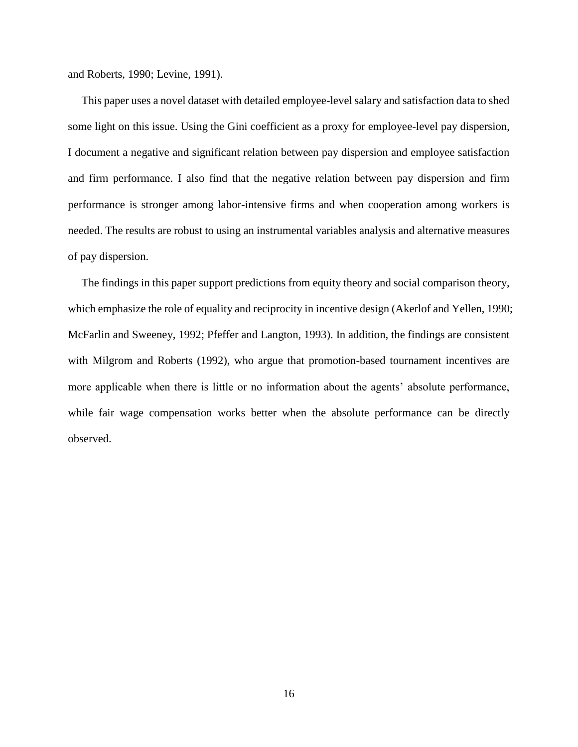and Roberts, 1990; Levine, 1991).

This paper uses a novel dataset with detailed employee-level salary and satisfaction data to shed some light on this issue. Using the Gini coefficient as a proxy for employee-level pay dispersion, I document a negative and significant relation between pay dispersion and employee satisfaction and firm performance. I also find that the negative relation between pay dispersion and firm performance is stronger among labor-intensive firms and when cooperation among workers is needed. The results are robust to using an instrumental variables analysis and alternative measures of pay dispersion.

The findings in this paper support predictions from equity theory and social comparison theory, which emphasize the role of equality and reciprocity in incentive design (Akerlof and Yellen, 1990; McFarlin and Sweeney, 1992; Pfeffer and Langton, 1993). In addition, the findings are consistent with Milgrom and Roberts (1992), who argue that promotion-based tournament incentives are more applicable when there is little or no information about the agents' absolute performance, while fair wage compensation works better when the absolute performance can be directly observed.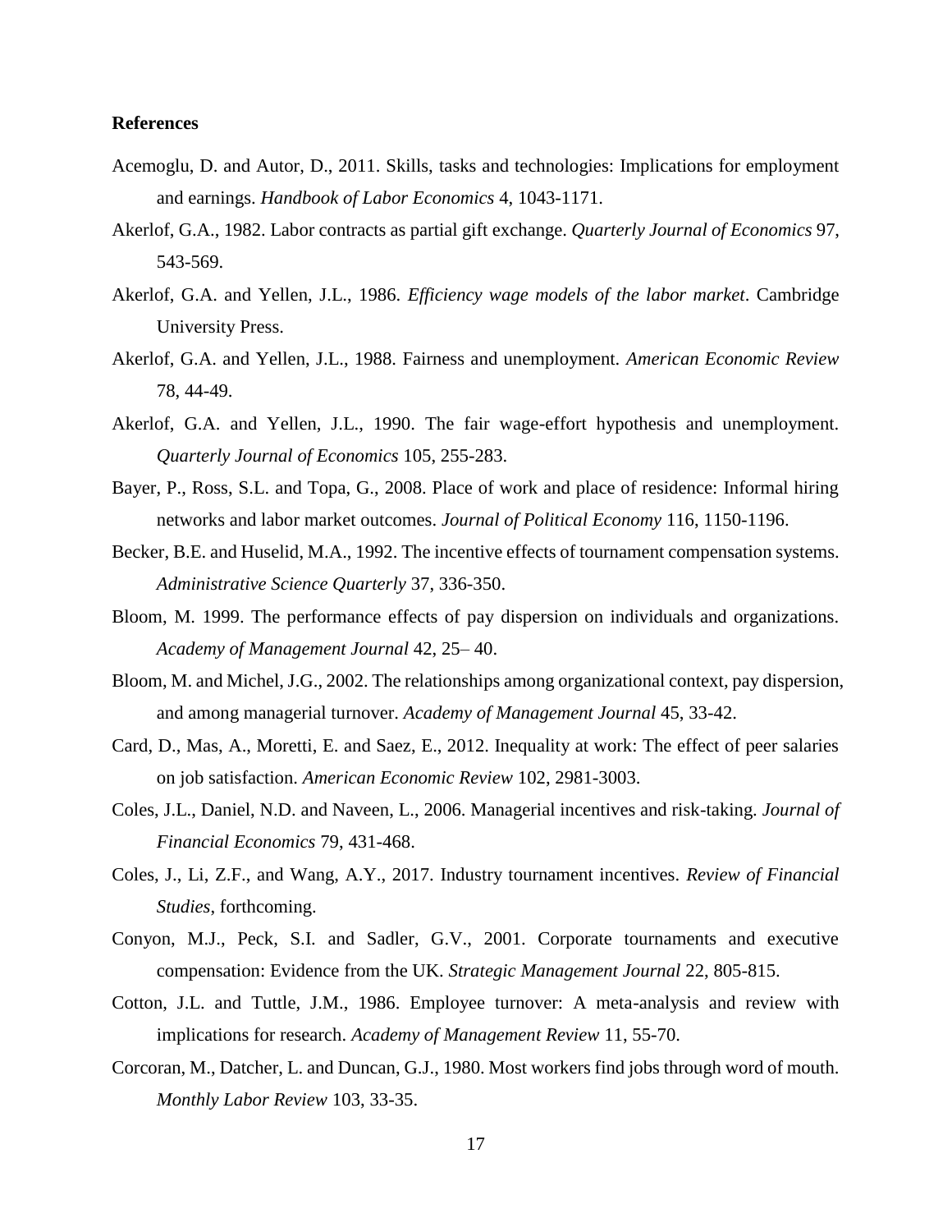**References**

Acemoglu, D. and Autor, D., 2011. Skills, tasks and technologies: Implications for employment and earnings. *Handbook of Labor Economics* 4, 1043-1171.

Akerlof, G.A., 1982. Labor contracts as partial gift exchange. *Quarterly Journal of Economics* 97, 543-569.

Akerlof, G.A. and Yellen, J.L., 1986. *Efficiency wage models of the labor market*. Cambridge University Press.

Akerlof, G.A. and Yellen, J.L., 1988. Fairness and unemployment. *American Economic Review* 78, 44-49.

Akerlof, G.A. and Yellen, J.L., 1990. The fair wage-effort hypothesis and unemployment. *Quarterly Journal of Economics* 105, 255-283.

Bayer, P., Ross, S.L. and Topa, G., 2008. Place of work and place of residence: Informal hiring networks and labor market outcomes. *Journal of Political Economy* 116, 1150-1196.

Becker, B.E. and Huselid, M.A., 1992. The incentive effects of tournament compensation systems. *Administrative Science Quarterly* 37, 336-350.

Bloom, M. 1999. The performance effects of pay dispersion on individuals and organizations. *Academy of Management Journal* 42, 25– 40.

Bloom, M. and Michel, J.G., 2002. The relationships among organizational context, pay dispersion, and among managerial turnover. *Academy of Management Journal* 45, 33-42.

Card, D., Mas, A., Moretti, E. and Saez, E., 2012. Inequality at work: The effect of peer salaries on job satisfaction. *American Economic Review* 102, 2981-3003.

Coles, J.L., Daniel, N.D. and Naveen, L., 2006. Managerial incentives and risk-taking. *Journal of Financial Economics* 79, 431-468.

Coles, J., Li, Z.F., and Wang, A.Y., 2017. Industry tournament incentives. *Review of Financial Studies*, forthcoming.

Conyon, M.J., Peck, S.I. and Sadler, G.V., 2001. Corporate tournaments and executive compensation: Evidence from the UK. *Strategic Management Journal* 22, 805-815.

Cotton, J.L. and Tuttle, J.M., 1986. Employee turnover: A meta-analysis and review with implications for research. *Academy of Management Review* 11, 55-70.

Corcoran, M., Datcher, L. and Duncan, G.J., 1980. Most workers find jobs through word of mouth. *Monthly Labor Review* 103, 33-35.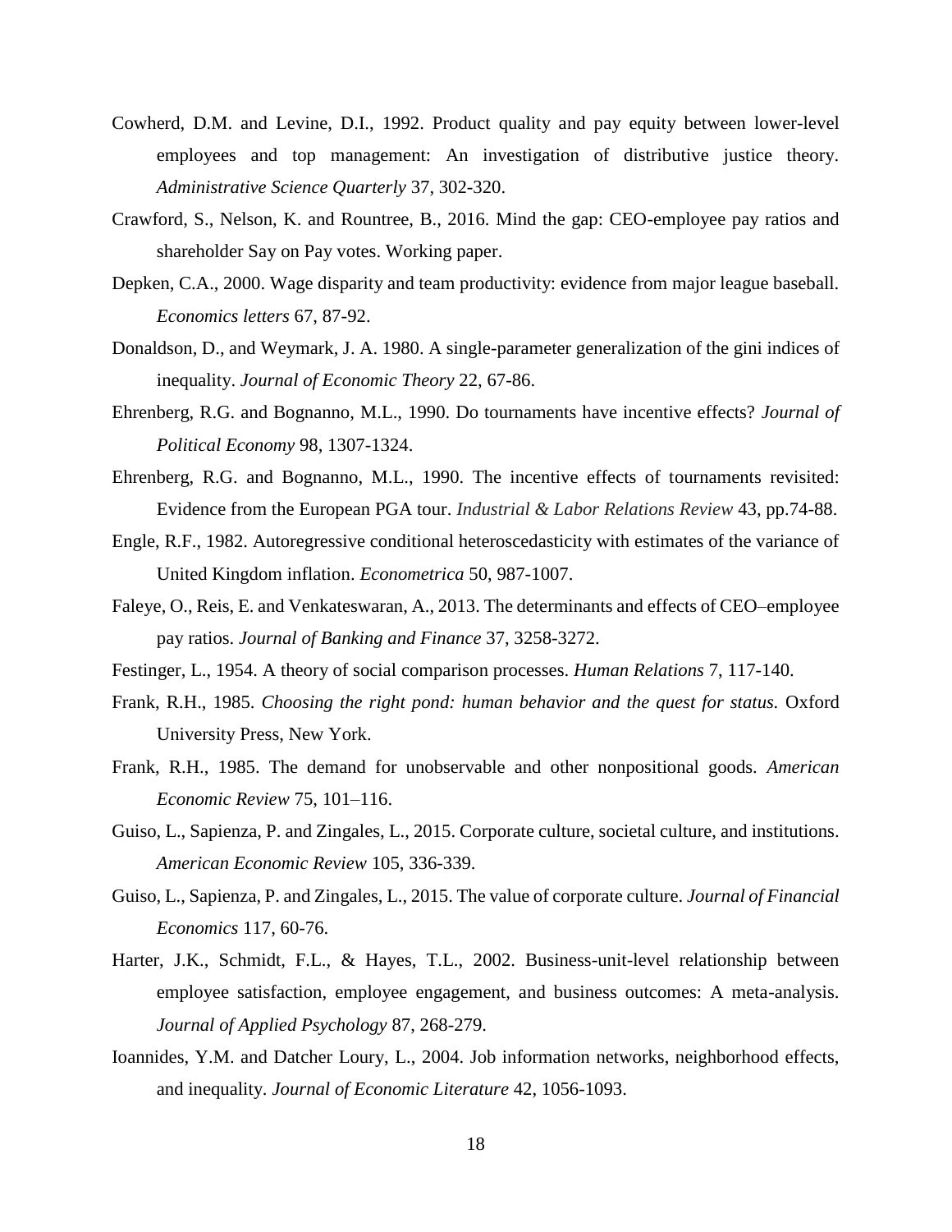Cowherd, D.M. and Levine, D.I., 1992. Product quality and pay equity between lower-level employees and top management: An investigation of distributive justice theory. *Administrative Science Quarterly* 37, 302-320.

Crawford, S., Nelson, K. and Rountree, B., 2016. Mind the gap: CEO-employee pay ratios and shareholder Say on Pay votes. Working paper.

Depken, C.A., 2000. Wage disparity and team productivity: evidence from major league baseball. *Economics letters* 67, 87-92.

Donaldson, D., and Weymark, J. A. 1980. A single-parameter generalization of the gini indices of inequality. *Journal of Economic Theory* 22, 67-86.

Ehrenberg, R.G. and Bognanno, M.L., 1990. Do tournaments have incentive effects? *Journal of Political Economy* 98, 1307-1324.

Ehrenberg, R.G. and Bognanno, M.L., 1990. The incentive effects of tournaments revisited: Evidence from the European PGA tour. *Industrial & Labor Relations Review* 43, pp.74-88.

Engle, R.F., 1982. Autoregressive conditional heteroscedasticity with estimates of the variance of United Kingdom inflation. *Econometrica* 50, 987-1007.

Faleye, O., Reis, E. and Venkateswaran, A., 2013. The determinants and effects of CEO–employee pay ratios. *Journal of Banking and Finance* 37, 3258-3272.

Festinger, L., 1954. A theory of social comparison processes. *Human Relations* 7, 117-140.

Frank, R.H., 1985. *Choosing the right pond: human behavior and the quest for status.* Oxford University Press, New York.

Frank, R.H., 1985. The demand for unobservable and other nonpositional goods. *American Economic Review* 75, 101–116.

Guiso, L., Sapienza, P. and Zingales, L., 2015. Corporate culture, societal culture, and institutions. *American Economic Review* 105, 336-339.

Guiso, L., Sapienza, P. and Zingales, L., 2015. The value of corporate culture. *Journal of Financial Economics* 117, 60-76.

Harter, J.K., Schmidt, F.L., & Hayes, T.L., 2002. Business-unit-level relationship between employee satisfaction, employee engagement, and business outcomes: A meta-analysis. *Journal of Applied Psychology* 87, 268-279.

Ioannides, Y.M. and Datcher Loury, L., 2004. Job information networks, neighborhood effects, and inequality. *Journal of Economic Literature* 42, 1056-1093.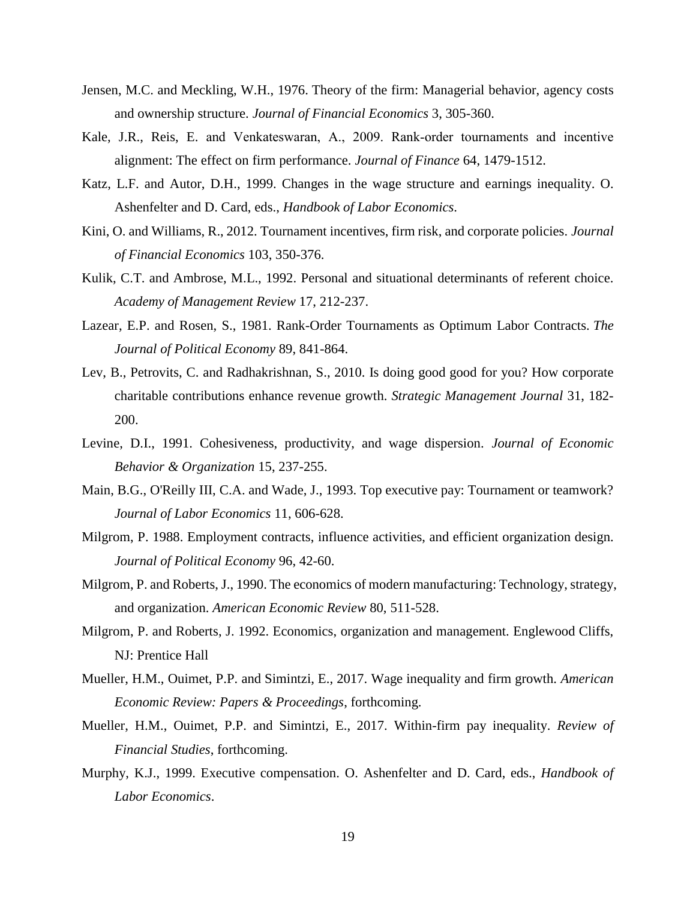Jensen, M.C. and Meckling, W.H., 1976. Theory of the firm: Managerial behavior, agency costs and ownership structure. *Journal of Financial Economics* 3, 305-360.

Kale, J.R., Reis, E. and Venkateswaran, A., 2009. Rank-order tournaments and incentive alignment: The effect on firm performance. *Journal of Finance* 64, 1479-1512.

Katz, L.F. and Autor, D.H., 1999. Changes in the wage structure and earnings inequality. O. Ashenfelter and D. Card, eds., *Handbook of Labor Economics*.

Kini, O. and Williams, R., 2012. Tournament incentives, firm risk, and corporate policies. *Journal of Financial Economics* 103, 350-376.

Kulik, C.T. and Ambrose, M.L., 1992. Personal and situational determinants of referent choice. *Academy of Management Review* 17, 212-237.

Lazear, E.P. and Rosen, S., 1981. Rank-Order Tournaments as Optimum Labor Contracts. *The Journal of Political Economy* 89, 841-864.

Lev, B., Petrovits, C. and Radhakrishnan, S., 2010. Is doing good good for you? How corporate charitable contributions enhance revenue growth. *Strategic Management Journal* 31, 182-200.

Levine, D.I., 1991. Cohesiveness, productivity, and wage dispersion. *Journal of Economic Behavior & Organization* 15, 237-255.

Main, B.G., O'Reilly III, C.A. and Wade, J., 1993. Top executive pay: Tournament or teamwork? *Journal of Labor Economics* 11, 606-628.

Milgrom, P. 1988. Employment contracts, influence activities, and efficient organization design. *Journal of Political Economy* 96, 42-60.

Milgrom, P. and Roberts, J., 1990. The economics of modern manufacturing: Technology, strategy, and organization. *American Economic Review* 80, 511-528.

Milgrom, P. and Roberts, J. 1992. Economics, organization and management. Englewood Cliffs, NJ: Prentice Hall

Mueller, H.M., Ouimet, P.P. and Simintzi, E., 2017. Wage inequality and firm growth. *American Economic Review: Papers & Proceedings*, forthcoming.

Mueller, H.M., Ouimet, P.P. and Simintzi, E., 2017. Within-firm pay inequality. *Review of Financial Studies*, forthcoming.

Murphy, K.J., 1999. Executive compensation. O. Ashenfelter and D. Card, eds., *Handbook of Labor Economics*.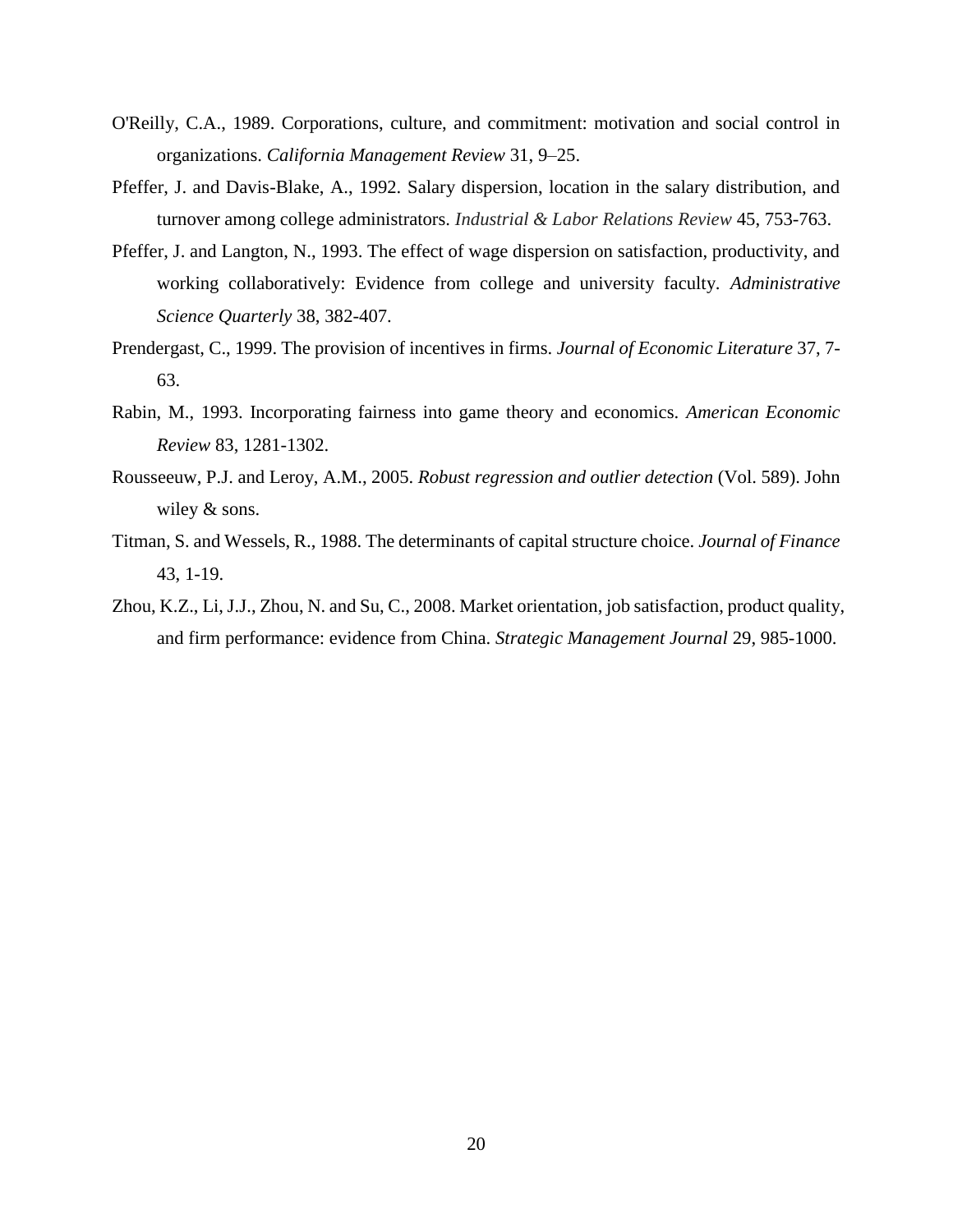O'Reilly, C.A., 1989. Corporations, culture, and commitment: motivation and social control in organizations. *California Management Review* 31, 9–25.

Pfeffer, J. and Davis-Blake, A., 1992. Salary dispersion, location in the salary distribution, and turnover among college administrators. *Industrial & Labor Relations Review* 45, 753-763.

Pfeffer, J. and Langton, N., 1993. The effect of wage dispersion on satisfaction, productivity, and working collaboratively: Evidence from college and university faculty. *Administrative Science Quarterly* 38, 382-407.

Prendergast, C., 1999. The provision of incentives in firms. *Journal of Economic Literature* 37, 7-63.

Rabin, M., 1993. Incorporating fairness into game theory and economics. *American Economic Review* 83, 1281-1302.

Rousseeuw, P.J. and Leroy, A.M., 2005. *Robust regression and outlier detection* (Vol. 589). John wiley & sons.

Titman, S. and Wessels, R., 1988. The determinants of capital structure choice. *Journal of Finance* 43, 1-19.

Zhou, K.Z., Li, J.J., Zhou, N. and Su, C., 2008. Market orientation, job satisfaction, product quality, and firm performance: evidence from China. *Strategic Management Journal* 29, 985-1000.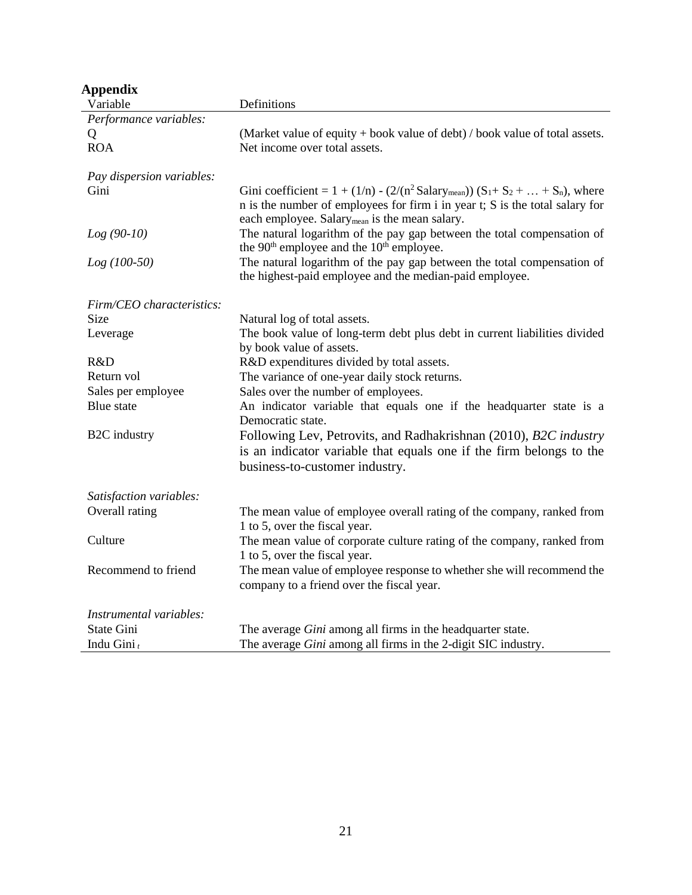## Appendix

| Variable | Definitions |
| --- | --- |
| *Performance variables:* | |
| Q | (Market value of equity + book value of debt) / book value of total assets. |
| ROA | Net income over total assets. |
| | |
| *Pay dispersion variables:* | |
| Gini | Gini coefficient = $1 + (1/n) - (2/(n^2 \text{Salary}_{mean})) (S_1 + S_2 + \ldots + S_n)$, where n is the number of employees for firm i in year t; S is the total salary for each employee. $\text{Salary}_{mean}$ is the mean salary. |
| *Log (90-10)* | The natural logarithm of the pay gap between the total compensation of the 90th employee and the 10th employee. |
| *Log (100-50)* | The natural logarithm of the pay gap between the total compensation of the highest-paid employee and the median-paid employee. |
| | |
| *Firm/CEO characteristics:* | |
| Size | Natural log of total assets. |
| Leverage | The book value of long-term debt plus debt in current liabilities divided by book value of assets. |
| R&D | R&D expenditures divided by total assets. |
| Return vol | The variance of one-year daily stock returns. |
| Sales per employee | Sales over the number of employees. |
| Blue state | An indicator variable that equals one if the headquarter state is a Democratic state. |
| B2C industry | Following Lev, Petrovits, and Radhakrishnan (2010), *B2C industry* is an indicator variable that equals one if the firm belongs to the business-to-customer industry. |
| | |
| *Satisfaction variables:* | |
| Overall rating | The mean value of employee overall rating of the company, ranked from 1 to 5, over the fiscal year. |
| Culture | The mean value of corporate culture rating of the company, ranked from 1 to 5, over the fiscal year. |
| Recommend to friend | The mean value of employee response to whether she will recommend the company to a friend over the fiscal year. |
| | |
| *Instrumental variables:* | |
| State Gini | The average *Gini* among all firms in the headquarter state. |
| Indu Gini $_t$ | The average *Gini* among all firms in the 2-digit SIC industry. |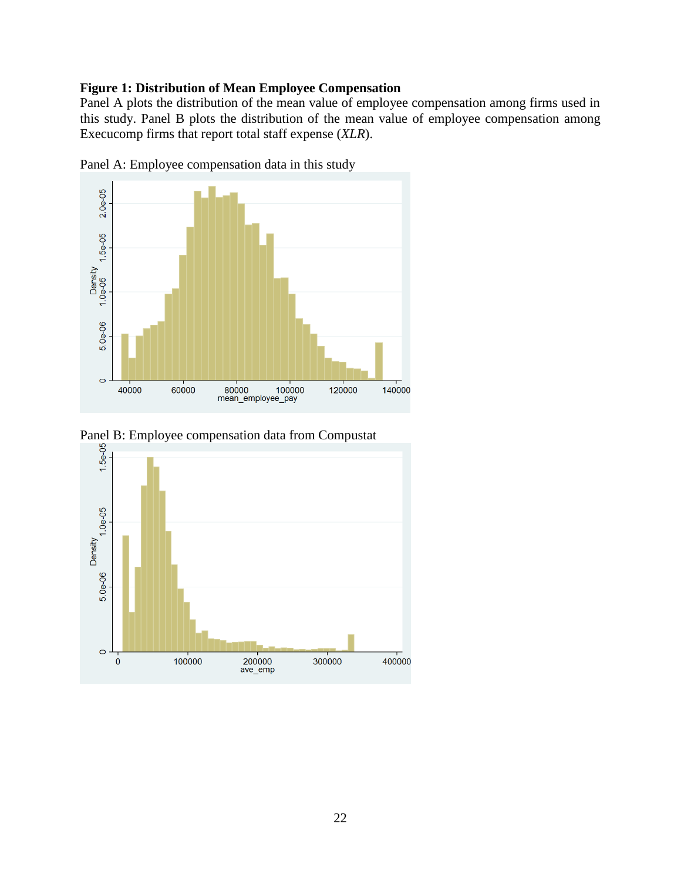**Figure 1: Distribution of Mean Employee Compensation**

Panel A plots the distribution of the mean value of employee compensation among firms used in this study. Panel B plots the distribution of the mean value of employee compensation among Execucomp firms that report total staff expense (*XLR*).

Panel A: Employee compensation data in this study

Panel B: Employee compensation data from Compustat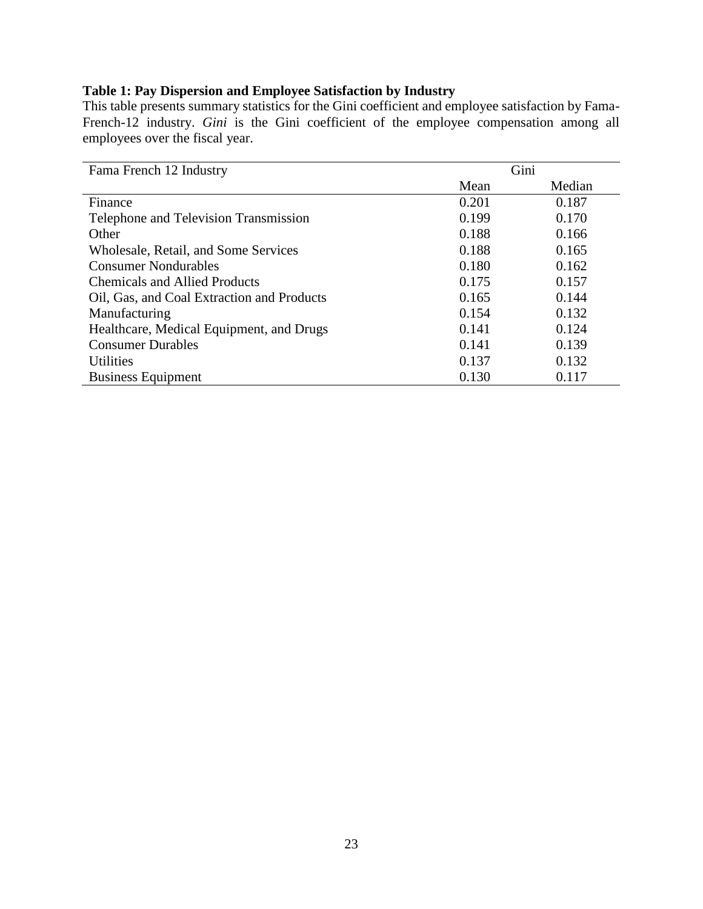**Table 1: Pay Dispersion and Employee Satisfaction by Industry**

This table presents summary statistics for the Gini coefficient and employee satisfaction by Fama-French-12 industry. *Gini* is the Gini coefficient of the employee compensation among all employees over the fiscal year.

| Fama French 12 Industry | Gini | |
|---|---|---|
| | Mean | Median |
| Finance | 0.201 | 0.187 |
| Telephone and Television Transmission | 0.199 | 0.170 |
| Other | 0.188 | 0.166 |
| Wholesale, Retail, and Some Services | 0.188 | 0.165 |
| Consumer Nondurables | 0.180 | 0.162 |
| Chemicals and Allied Products | 0.175 | 0.157 |
| Oil, Gas, and Coal Extraction and Products | 0.165 | 0.144 |
| Manufacturing | 0.154 | 0.132 |
| Healthcare, Medical Equipment, and Drugs | 0.141 | 0.124 |
| Consumer Durables | 0.141 | 0.139 |
| Utilities | 0.137 | 0.132 |
| Business Equipment | 0.130 | 0.117 |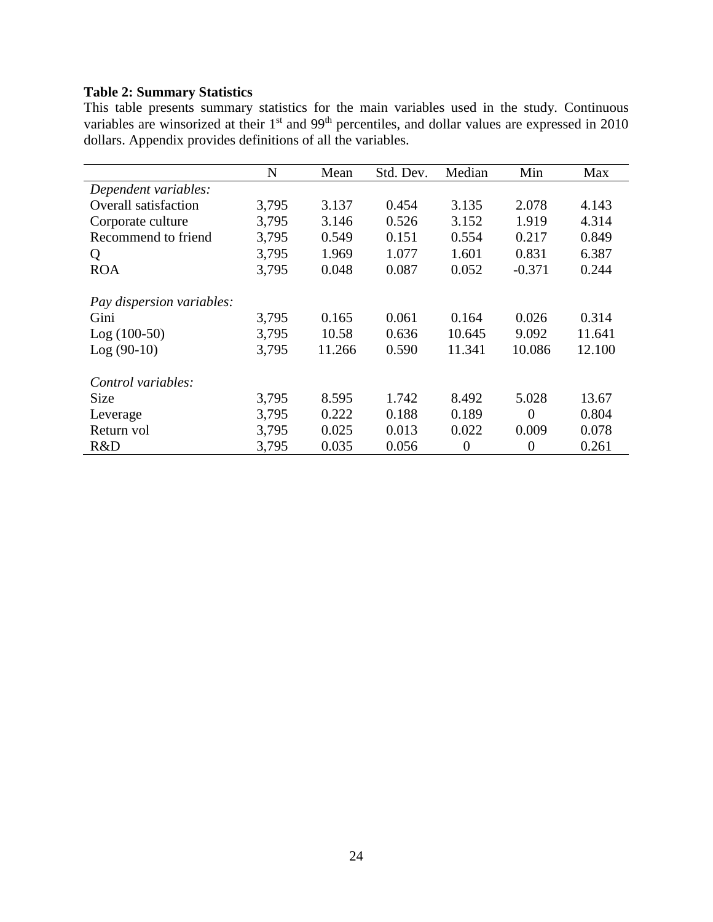**Table 2: Summary Statistics**

This table presents summary statistics for the main variables used in the study. Continuous variables are winsorized at their 1st and 99th percentiles, and dollar values are expressed in 2010 dollars. Appendix provides definitions of all the variables.

| | N | Mean | Std. Dev. | Median | Min | Max |
|---|---|---|---|---|---|---|
| *Dependent variables:* | | | | | | |
| Overall satisfaction | 3,795 | 3.137 | 0.454 | 3.135 | 2.078 | 4.143 |
| Corporate culture | 3,795 | 3.146 | 0.526 | 3.152 | 1.919 | 4.314 |
| Recommend to friend | 3,795 | 0.549 | 0.151 | 0.554 | 0.217 | 0.849 |
| Q | 3,795 | 1.969 | 1.077 | 1.601 | 0.831 | 6.387 |
| ROA | 3,795 | 0.048 | 0.087 | 0.052 | -0.371 | 0.244 |
| *Pay dispersion variables:* | | | | | | |
| Gini | 3,795 | 0.165 | 0.061 | 0.164 | 0.026 | 0.314 |
| Log (100-50) | 3,795 | 10.58 | 0.636 | 10.645 | 9.092 | 11.641 |
| Log (90-10) | 3,795 | 11.266 | 0.590 | 11.341 | 10.086 | 12.100 |
| *Control variables:* | | | | | | |
| Size | 3,795 | 8.595 | 1.742 | 8.492 | 5.028 | 13.67 |
| Leverage | 3,795 | 0.222 | 0.188 | 0.189 | 0 | 0.804 |
| Return vol | 3,795 | 0.025 | 0.013 | 0.022 | 0.009 | 0.078 |
| R&D | 3,795 | 0.035 | 0.056 | 0 | 0 | 0.261 |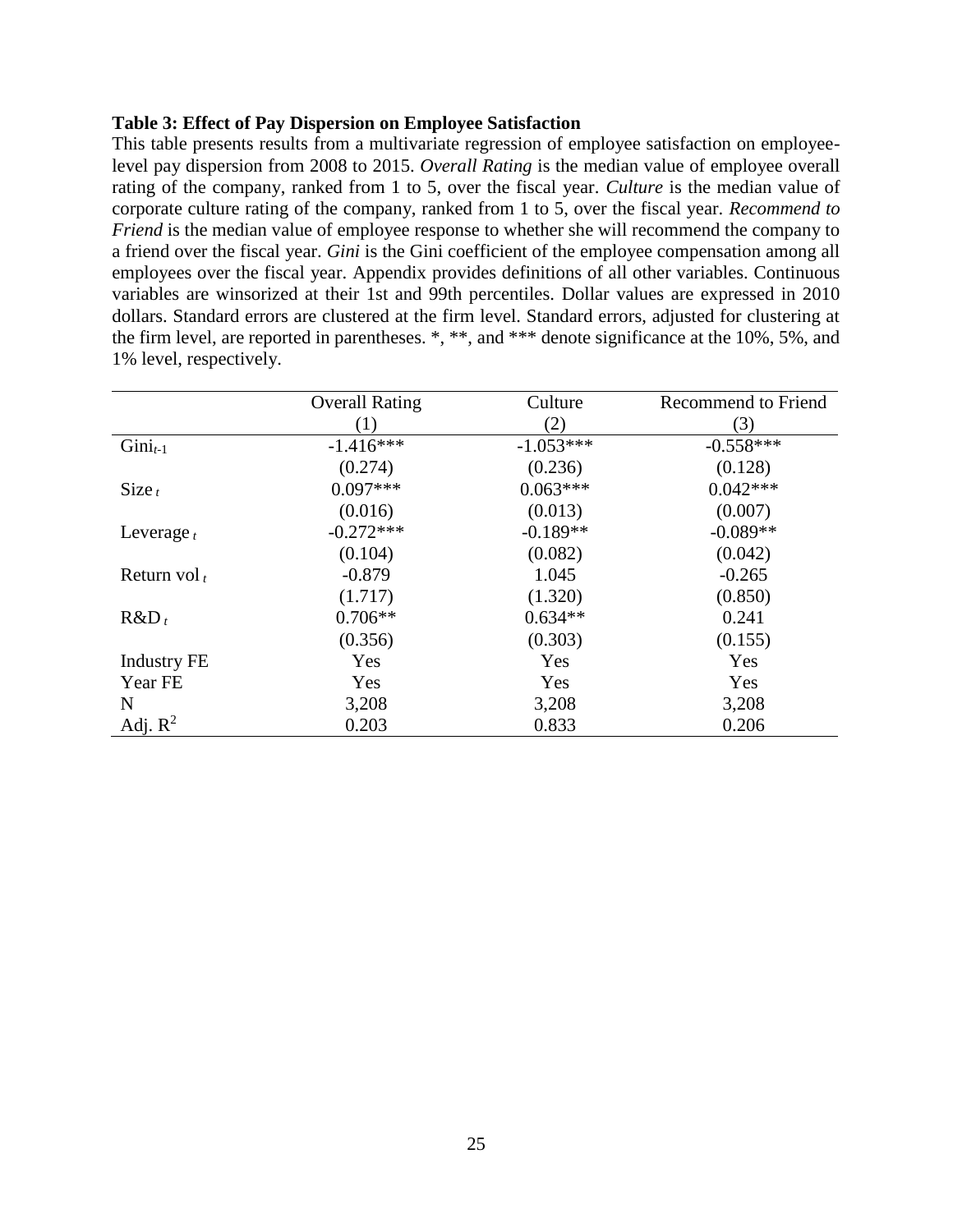**Table 3: Effect of Pay Dispersion on Employee Satisfaction**

This table presents results from a multivariate regression of employee satisfaction on employee-level pay dispersion from 2008 to 2015. *Overall Rating* is the median value of employee overall rating of the company, ranked from 1 to 5, over the fiscal year. *Culture* is the median value of corporate culture rating of the company, ranked from 1 to 5, over the fiscal year. *Recommend to Friend* is the median value of employee response to whether she will recommend the company to a friend over the fiscal year. *Gini* is the Gini coefficient of the employee compensation among all employees over the fiscal year. Appendix provides definitions of all other variables. Continuous variables are winsorized at their 1st and 99th percentiles. Dollar values are expressed in 2010 dollars. Standard errors are clustered at the firm level. Standard errors, adjusted for clustering at the firm level, are reported in parentheses. *, **, and *** denote significance at the 10%, 5%, and 1% level, respectively.

| | Overall Rating | Culture | Recommend to Friend |
|---|---|---|---|
| | (1) | (2) | (3) |
| $\text{Gini}_{t-1}$ | -1.416*** | -1.053*** | -0.558*** |
| | (0.274) | (0.236) | (0.128) |
| $\text{Size}_{t}$ | 0.097*** | 0.063*** | 0.042*** |
| | (0.016) | (0.013) | (0.007) |
| $\text{Leverage}_{t}$ | -0.272*** | -0.189** | -0.089** |
| | (0.104) | (0.082) | (0.042) |
| $\text{Return vol}_{t}$ | -0.879 | 1.045 | -0.265 |
| | (1.717) | (1.320) | (0.850) |
| $\text{R\&D}_{t}$ | 0.706** | 0.634** | 0.241 |
| | (0.356) | (0.303) | (0.155) |
| Industry FE | Yes | Yes | Yes |
| Year FE | Yes | Yes | Yes |
| N | 3,208 | 3,208 | 3,208 |
| Adj. $R^2$ | 0.203 | 0.833 | 0.206 |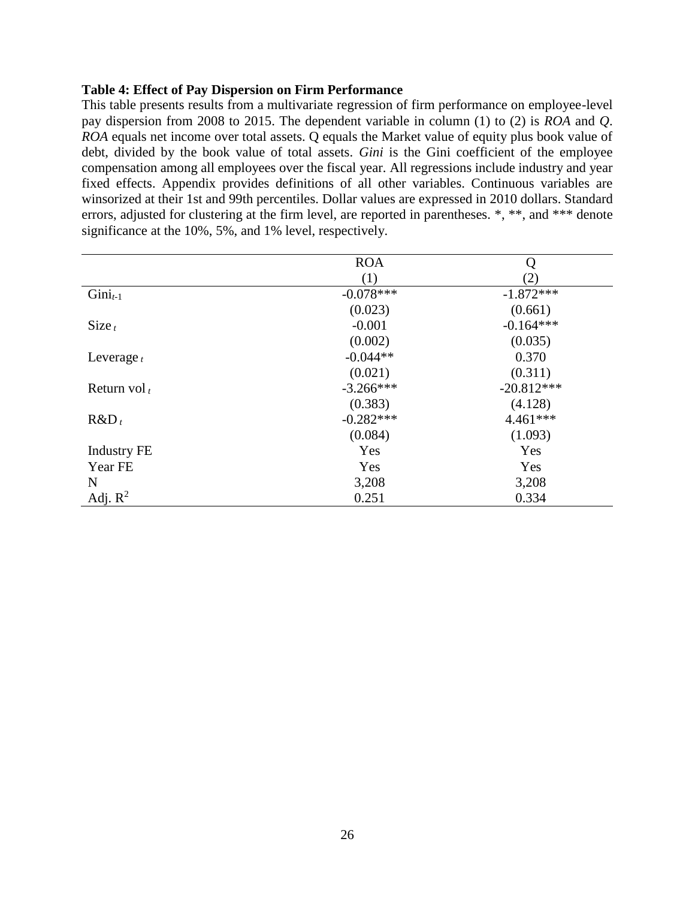**Table 4: Effect of Pay Dispersion on Firm Performance**

This table presents results from a multivariate regression of firm performance on employee-level pay dispersion from 2008 to 2015. The dependent variable in column (1) to (2) is *ROA* and *Q*. *ROA* equals net income over total assets. Q equals the Market value of equity plus book value of debt, divided by the book value of total assets. *Gini* is the Gini coefficient of the employee compensation among all employees over the fiscal year. All regressions include industry and year fixed effects. Appendix provides definitions of all other variables. Continuous variables are winsorized at their 1st and 99th percentiles. Dollar values are expressed in 2010 dollars. Standard errors, adjusted for clustering at the firm level, are reported in parentheses. *, **, and *** denote significance at the 10%, 5%, and 1% level, respectively.

| | ROA | Q |
|---|---|---|
| | (1) | (2) |
| $Gini_{t-1}$ | -0.078*** | -1.872*** |
| | (0.023) | (0.661) |
| $Size_t$ | -0.001 | -0.164*** |
| | (0.002) | (0.035) |
| $Leverage_t$ | -0.044** | 0.370 |
| | (0.021) | (0.311) |
| Return $vol_t$ | -3.266*** | -20.812*** |
| | (0.383) | (4.128) |
| $R\&D_t$ | -0.282*** | 4.461*** |
| | (0.084) | (1.093) |
| Industry FE | Yes | Yes |
| Year FE | Yes | Yes |
| N | 3,208 | 3,208 |
| Adj. $R^2$ | 0.251 | 0.334 |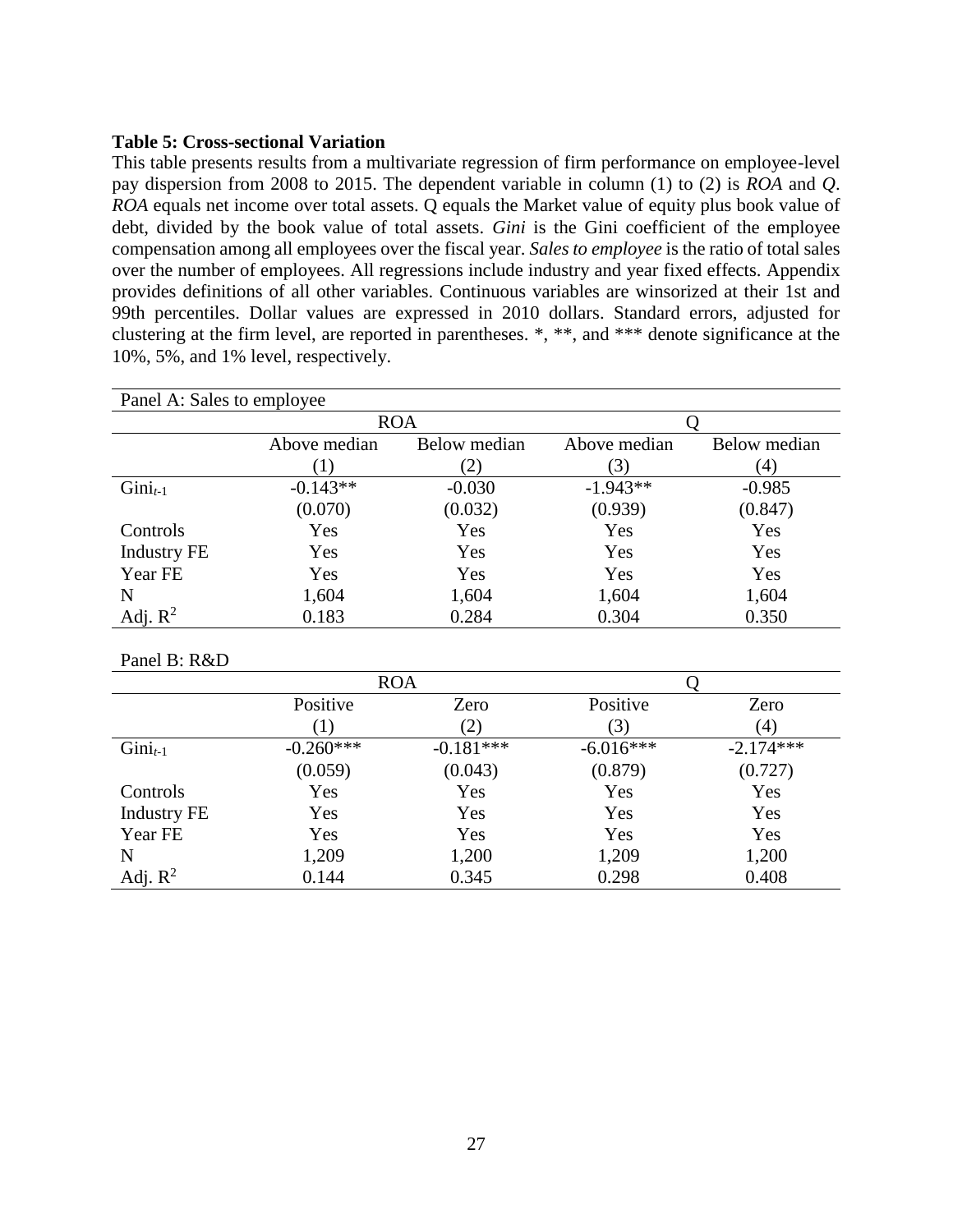**Table 5: Cross-sectional Variation**

This table presents results from a multivariate regression of firm performance on employee-level pay dispersion from 2008 to 2015. The dependent variable in column (1) to (2) is *ROA* and *Q*. *ROA* equals net income over total assets. Q equals the Market value of equity plus book value of debt, divided by the book value of total assets. *Gini* is the Gini coefficient of the employee compensation among all employees over the fiscal year. *Sales to employee* is the ratio of total sales over the number of employees. All regressions include industry and year fixed effects. Appendix provides definitions of all other variables. Continuous variables are winsorized at their 1st and 99th percentiles. Dollar values are expressed in 2010 dollars. Standard errors, adjusted for clustering at the firm level, are reported in parentheses. *, **, and *** denote significance at the 10%, 5%, and 1% level, respectively.

Panel A: Sales to employee

| | ROA | | Q | |
|---|---|---|---|---|
| | Above median | Below median | Above median | Below median |
| | (1) | (2) | (3) | (4) |
| $Gini_{t-1}$ | -0.143** | -0.030 | -1.943** | -0.985 |
| | (0.070) | (0.032) | (0.939) | (0.847) |
| Controls | Yes | Yes | Yes | Yes |
| Industry FE | Yes | Yes | Yes | Yes |
| Year FE | Yes | Yes | Yes | Yes |
| N | 1,604 | 1,604 | 1,604 | 1,604 |
| Adj. $R^2$ | 0.183 | 0.284 | 0.304 | 0.350 |

Panel B: R&D

| | ROA | | Q | |
|---|---|---|---|---|
| | Positive | Zero | Positive | Zero |
| | (1) | (2) | (3) | (4) |
| $Gini_{t-1}$ | -0.260*** | -0.181*** | -6.016*** | -2.174*** |
| | (0.059) | (0.043) | (0.879) | (0.727) |
| Controls | Yes | Yes | Yes | Yes |
| Industry FE | Yes | Yes | Yes | Yes |
| Year FE | Yes | Yes | Yes | Yes |
| N | 1,209 | 1,200 | 1,209 | 1,200 |
| Adj. $R^2$ | 0.144 | 0.345 | 0.298 | 0.408 |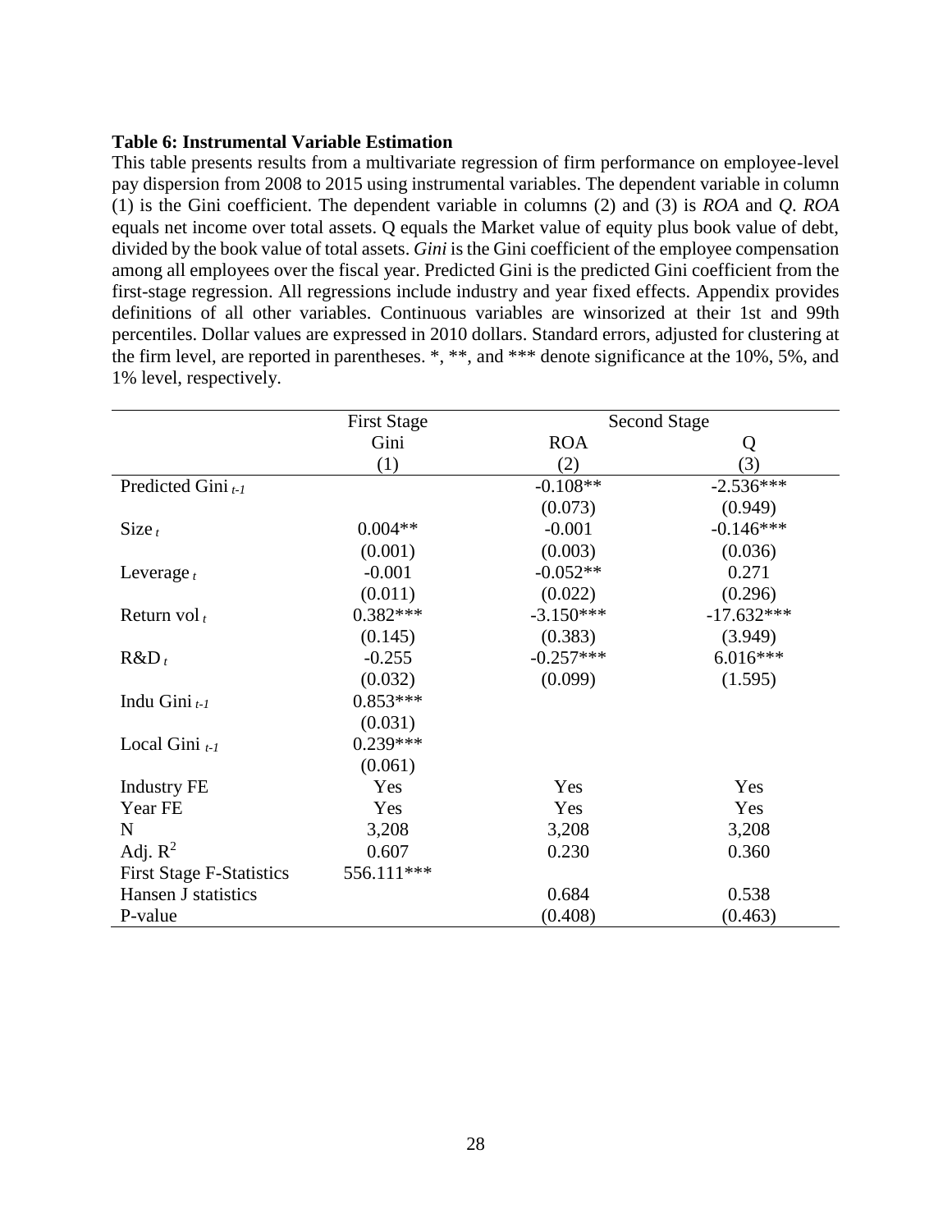**Table 6: Instrumental Variable Estimation**

This table presents results from a multivariate regression of firm performance on employee-level pay dispersion from 2008 to 2015 using instrumental variables. The dependent variable in column (1) is the Gini coefficient. The dependent variable in columns (2) and (3) is *ROA* and *Q*. *ROA* equals net income over total assets. Q equals the Market value of equity plus book value of debt, divided by the book value of total assets. *Gini* is the Gini coefficient of the employee compensation among all employees over the fiscal year. Predicted Gini is the predicted Gini coefficient from the first-stage regression. All regressions include industry and year fixed effects. Appendix provides definitions of all other variables. Continuous variables are winsorized at their 1st and 99th percentiles. Dollar values are expressed in 2010 dollars. Standard errors, adjusted for clustering at the firm level, are reported in parentheses. *, **, and *** denote significance at the 10%, 5%, and 1% level, respectively.

| | First Stage | Second Stage | |
|---|---|---|---|
| | Gini | ROA | Q |
| | (1) | (2) | (3) |
| Predicted Gini $_{t-1}$ | | -0.108** | -2.536*** |
| | | (0.073) | (0.949) |
| Size $_{t}$ | 0.004** | -0.001 | -0.146*** |
| | (0.001) | (0.003) | (0.036) |
| Leverage $_{t}$ | -0.001 | -0.052** | 0.271 |
| | (0.011) | (0.022) | (0.296) |
| Return vol $_{t}$ | 0.382*** | -3.150*** | -17.632*** |
| | (0.145) | (0.383) | (3.949) |
| R&D $_{t}$ | -0.255 | -0.257*** | 6.016*** |
| | (0.032) | (0.099) | (1.595) |
| Indu Gini $_{t-1}$ | 0.853*** | | |
| | (0.031) | | |
| Local Gini $_{t-1}$ | 0.239*** | | |
| | (0.061) | | |
| Industry FE | Yes | Yes | Yes |
| Year FE | Yes | Yes | Yes |
| N | 3,208 | 3,208 | 3,208 |
| Adj. $R^2$ | 0.607 | 0.230 | 0.360 |
| First Stage F-Statistics | 556.111*** | | |
| Hansen J statistics | | 0.684 | 0.538 |
| P-value | | (0.408) | (0.463) |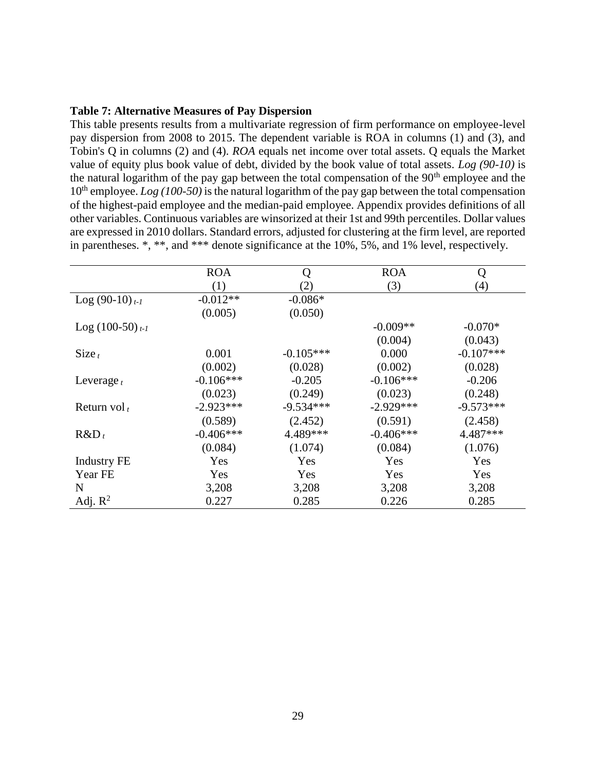**Table 7: Alternative Measures of Pay Dispersion**

This table presents results from a multivariate regression of firm performance on employee-level pay dispersion from 2008 to 2015. The dependent variable is ROA in columns (1) and (3), and Tobin's Q in columns (2) and (4). *ROA* equals net income over total assets. Q equals the Market value of equity plus book value of debt, divided by the book value of total assets. *Log (90-10)* is the natural logarithm of the pay gap between the total compensation of the 90[th] employee and the 10[th] employee. *Log (100-50)* is the natural logarithm of the pay gap between the total compensation of the highest-paid employee and the median-paid employee. Appendix provides definitions of all other variables. Continuous variables are winsorized at their 1st and 99th percentiles. Dollar values are expressed in 2010 dollars. Standard errors, adjusted for clustering at the firm level, are reported in parentheses. *, **, and *** denote significance at the 10%, 5%, and 1% level, respectively.

| | ROA | Q | ROA | Q |
|---|---|---|---|---|
| | (1) | (2) | (3) | (4) |
| Log (90-10) $_{t-1}$ | -0.012** | -0.086* | | |
| | (0.005) | (0.050) | | |
| Log (100-50) $_{t-1}$ | | | -0.009** | -0.070* |
| | | | (0.004) | (0.043) |
| Size $_t$ | 0.001 | -0.105*** | 0.000 | -0.107*** |
| | (0.002) | (0.028) | (0.002) | (0.028) |
| Leverage $_t$ | -0.106*** | -0.205 | -0.106*** | -0.206 |
| | (0.023) | (0.249) | (0.023) | (0.248) |
| Return vol $_t$ | -2.923*** | -9.534*** | -2.929*** | -9.573*** |
| | (0.589) | (2.452) | (0.591) | (2.458) |
| R&D $_t$ | -0.406*** | 4.489*** | -0.406*** | 4.487*** |
| | (0.084) | (1.074) | (0.084) | (1.076) |
| Industry FE | Yes | Yes | Yes | Yes |
| Year FE | Yes | Yes | Yes | Yes |
| N | 3,208 | 3,208 | 3,208 | 3,208 |
| Adj. $R^2$ | 0.227 | 0.285 | 0.226 | 0.285 |